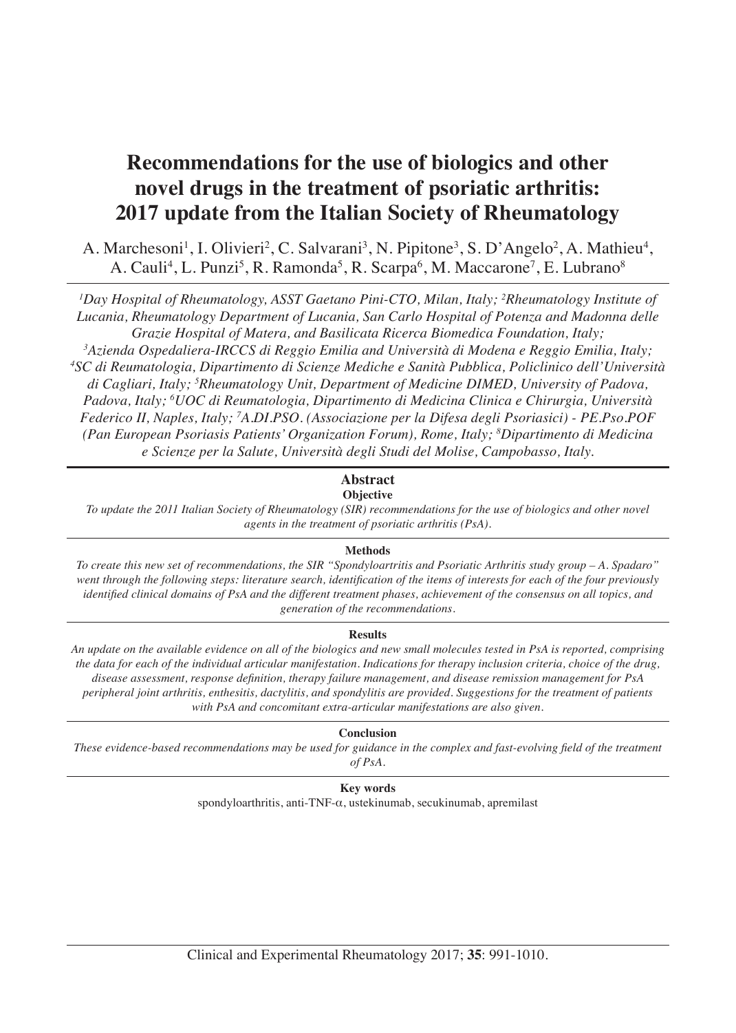# Recommendations for the use of biologics and other novel drugs in the treatment of psoriatic arthritis: 2017 update from the Italian Society of Rheumatology

A. Marchesoni[1], I. Olivieri[2], C. Salvarani[3], N. Pipitone[3], S. D'Angelo[2], A. Mathieu[4], A. Cauli[4], L. Punzi[5], R. Ramonda[5], R. Scarpa[6], M. Maccarone[7], E. Lubrano[8]

*[1]Day Hospital of Rheumatology, ASST Gaetano Pini-CTO, Milan, Italy; [2]Rheumatology Institute of Lucania, Rheumatology Department of Lucania, San Carlo Hospital of Potenza and Madonna delle Grazie Hospital of Matera, and Basilicata Ricerca Biomedica Foundation, Italy; [3]Azienda Ospedaliera-IRCCS di Reggio Emilia and Università di Modena e Reggio Emilia, Italy; [4]SC di Reumatologia, Dipartimento di Scienze Mediche e Sanità Pubblica, Policlinico dell'Università di Cagliari, Italy; [5]Rheumatology Unit, Department of Medicine DIMED, University of Padova, Padova, Italy; [6]UOC di Reumatologia, Dipartimento di Medicina Clinica e Chirurgia, Università Federico II, Naples, Italy; [7]A.DI.PSO. (Associazione per la Difesa degli Psoriasici) - PE.Pso.POF (Pan European Psoriasis Patients' Organization Forum), Rome, Italy; [8]Dipartimento di Medicina e Scienze per la Salute, Università degli Studi del Molise, Campobasso, Italy.*

## Abstract

### Objective

*To update the 2011 Italian Society of Rheumatology (SIR) recommendations for the use of biologics and other novel agents in the treatment of psoriatic arthritis (PsA).*

### Methods

*To create this new set of recommendations, the SIR "Spondyloartritis and Psoriatic Arthritis study group – A. Spadaro" went through the following steps: literature search, identification of the items of interests for each of the four previously identified clinical domains of PsA and the different treatment phases, achievement of the consensus on all topics, and generation of the recommendations.*

### Results

*An update on the available evidence on all of the biologics and new small molecules tested in PsA is reported, comprising the data for each of the individual articular manifestation. Indications for therapy inclusion criteria, choice of the drug, disease assessment, response definition, therapy failure management, and disease remission management for PsA peripheral joint arthritis, enthesitis, dactylitis, and spondylitis are provided. Suggestions for the treatment of patients with PsA and concomitant extra-articular manifestations are also given.*

### Conclusion

*These evidence-based recommendations may be used for guidance in the complex and fast-evolving field of the treatment of PsA.*

### Key words

spondyloarthritis, anti-TNF-α, ustekinumab, secukinumab, apremilast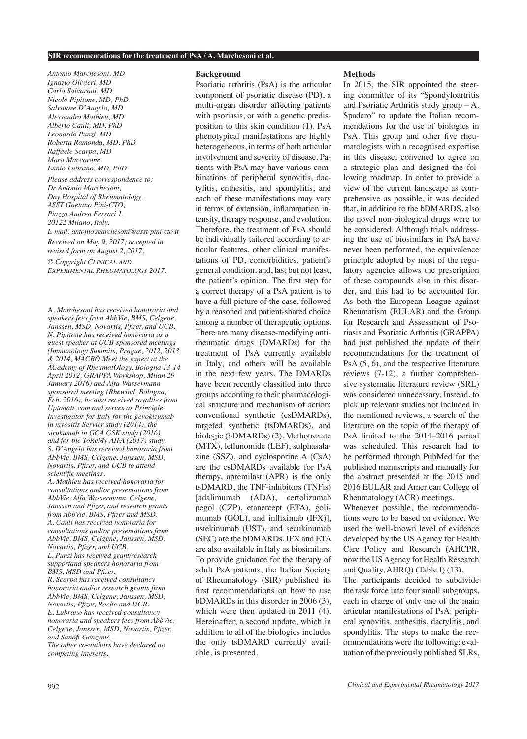*Antonio Marchesoni, MD*
*Ignazio Olivieri, MD*
*Carlo Salvarani, MD*
*Nicolò Pipitone, MD, PhD*
*Salvatore D'Angelo, MD*
*Alessandro Mathieu, MD*
*Alberto Cauli, MD, PhD*
*Leonardo Punzi, MD*
*Roberta Ramonda, MD, PhD*
*Raffaele Scarpa, MD*
*Mara Maccarone*
*Ennio Lubrano, MD, PhD*

*Please address correspondence to:*
*Dr Antonio Marchesoni,*
*Day Hospital of Rheumatology,*
*ASST Gaetano Pini-CTO,*
*Piazza Andrea Ferrari 1,*
*20122 Milano, Italy.*
*E-mail: antonio.marchesoni@asst-pini-cto.it*

*Received on May 9, 2017; accepted in revised form on August 2, 2017.*

*© Copyright Clinical and Experimental Rheumatology 2017.*

A. *Marchesoni has received honoraria and speakers fees from AbbVie, BMS, Celgene, Janssen, MSD, Novartis, Pfizer, and UCB.*
*N. Pipitone has received honoraria as a guest speaker at UCB-sponsored meetings (Immunology Summits, Prague, 2012, 2013 & 2014, MACRO Meet the expert at the ACademy of RheumatOlogy, Bologna 13-14 April 2012, GRAPPA Workshop, Milan 29 January 2016) and Alfa-Wassermann sponsored meeting (Rhewind, Bologna, Feb. 2016), he also received royalties from Uptodate.com and serves as Principle Investigator for Italy for the gevokizumab in myositis Servier study (2014), the sirukumab in GCA GSK study (2016) and for the ToReMy AIFA (2017) study.*
*S. D'Angelo has received honoraria from AbbVie, BMS, Celgene, Janssen, MSD, Novartis, Pfizer, and UCB to attend scientific meetings.*
*A. Mathieu has received honoraria for consultations and/or presentations from AbbVie, Alfa Wassermann, Celgene, Janssen and Pfizer, and research grants from AbbVie, BMS, Pfizer and MSD.*
*A. Cauli has received honoraria for consultations and/or presentations from AbbVie, BMS, Celgene, Janssen, MSD, Novartis, Pfizer, and UCB.*
*L. Punzi has received grant/research supportand speakers honoraria from BMS, MSD and Pfizer.*
*R. Scarpa has received consultancy honoraria and/or research grants from AbbVie, BMS, Celgene, Janssen, MSD, Novartis, Pfizer, Roche and UCB.*
*E. Lubrano has received consultancy honoraria and speakers fees from AbbVie, Celgene, Janssen, MSD, Novartis, Pfizer, and Sanofi-Genzyme.*
*The other co-authors have declared no competing interests.*

## Background

Psoriatic arthritis (PsA) is the articular component of psoriatic disease (PD), a multi-organ disorder affecting patients with psoriasis, or with a genetic predisposition to this skin condition (1). PsA phenotypical manifestations are highly heterogeneous, in terms of both articular involvement and severity of disease. Patients with PsA may have various combinations of peripheral synovitis, dactylitis, enthesitis, and spondylitis, and each of these manifestations may vary in terms of extension, inflammation intensity, therapy response, and evolution. Therefore, the treatment of PsA should be individually tailored according to articular features, other clinical manifestations of PD, comorbidities, patient's general condition, and, last but not least, the patient's opinion. The first step for a correct therapy of a PsA patient is to have a full picture of the case, followed by a reasoned and patient-shared choice among a number of therapeutic options. There are many disease-modifying antirheumatic drugs (DMARDs) for the treatment of PsA currently available in Italy, and others will be available in the next few years. The DMARDs have been recently classified into three groups according to their pharmacological structure and mechanism of action: conventional synthetic (csDMARDs), targeted synthetic (tsDMARDs), and biologic (bDMARDs) (2). Methotrexate (MTX), leflunomide (LEF), sulphasalazine (SSZ), and cyclosporine A (CsA) are the csDMARDs available for PsA therapy, apremilast (APR) is the only tsDMARD, the TNF-inhibitors (TNFis) [adalimumab (ADA), certolizumab pegol (CZP), etanercept (ETA), golimumab (GOL), and infliximab (IFX)], ustekinumab (UST), and secukinumab (SEC) are the bDMARDs. IFX and ETA are also available in Italy as biosimilars. To provide guidance for the therapy of adult PsA patients, the Italian Society of Rheumatology (SIR) published its first recommendations on how to use bDMARDs in this disorder in 2006 (3), which were then updated in 2011 (4). Hereinafter, a second update, which in addition to all of the biologics includes the only tsDMARD currently available, is presented.

## Methods

In 2015, the SIR appointed the steering committee of its "Spondyloartritis and Psoriatic Arthritis study group – A. Spadaro" to update the Italian recommendations for the use of biologics in PsA. This group and other five rheumatologists with a recognised expertise in this disease, convened to agree on a strategic plan and designed the following roadmap. In order to provide a view of the current landscape as comprehensive as possible, it was decided that, in addition to the bDMARDS, also the novel non-biological drugs were to be considered. Although trials addressing the use of biosimilars in PsA have never been performed, the equivalence principle adopted by most of the regulatory agencies allows the prescription of these compounds also in this disorder, and this had to be accounted for. As both the European League against Rheumatism (EULAR) and the Group for Research and Assessment of Psoriasis and Psoriatic Arthritis (GRAPPA) had just published the update of their recommendations for the treatment of PsA (5, 6), and the respective literature reviews (7-12), a further comprehensive systematic literature review (SRL) was considered unnecessary. Instead, to pick up relevant studies not included in the mentioned reviews, a search of the literature on the topic of the therapy of PsA limited to the 2014–2016 period was scheduled. This research had to be performed through PubMed for the published manuscripts and manually for the abstract presented at the 2015 and 2016 EULAR and American College of Rheumatology (ACR) meetings.

Whenever possible, the recommendations were to be based on evidence. We used the well-known level of evidence developed by the US Agency for Health Care Policy and Research (AHCPR, now the US Agency for Health Research and Quality, AHRQ) (Table I) (13).

The participants decided to subdivide the task force into four small subgroups, each in charge of only one of the main articular manifestations of PsA: peripheral synovitis, enthesitis, dactylitis, and spondylitis. The steps to make the recommendations were the following: evaluation of the previously published SLRs,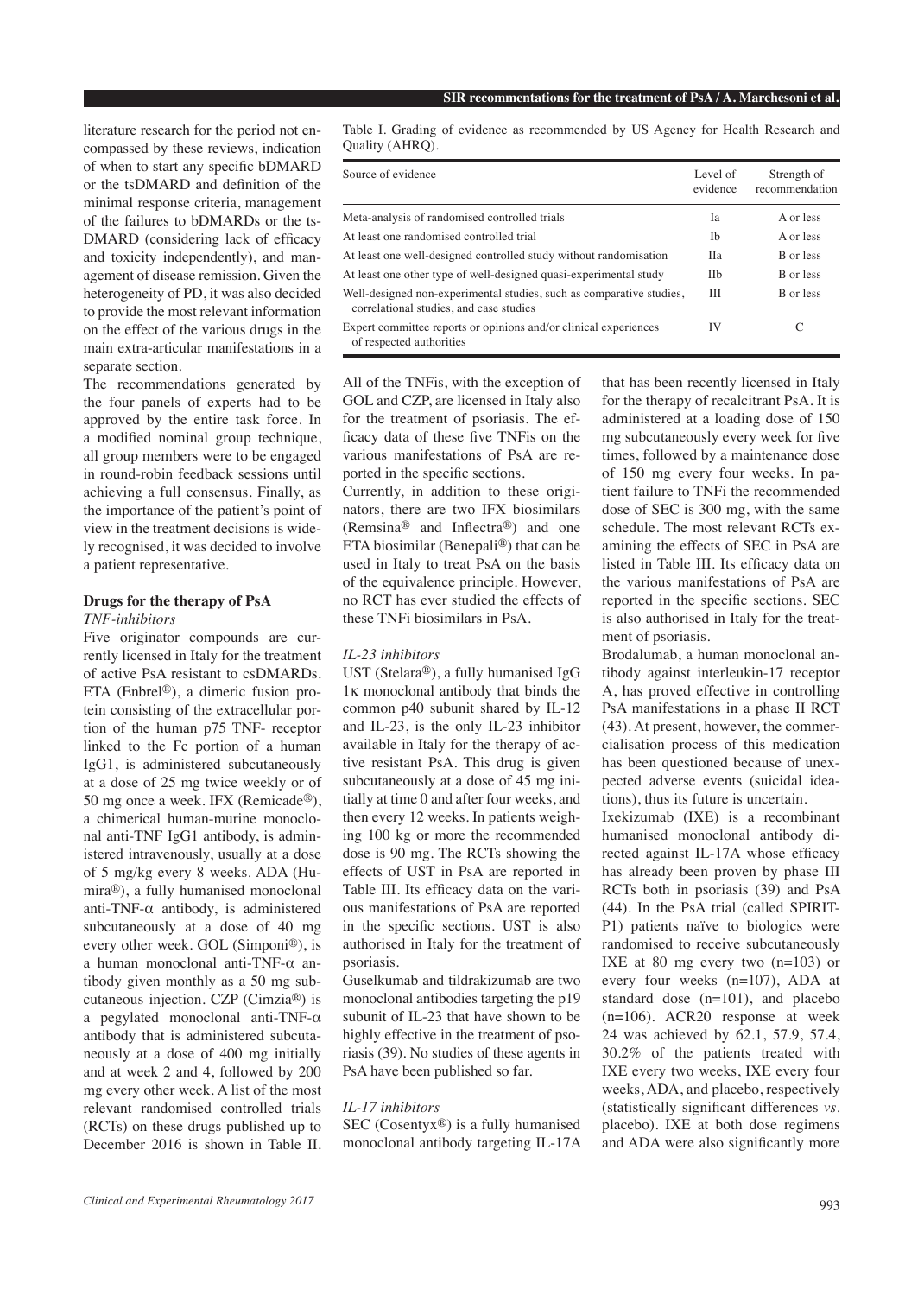literature research for the period not encompassed by these reviews, indication of when to start any specific bDMARD or the tsDMARD and definition of the minimal response criteria, management of the failures to bDMARDs or the tsDMARD (considering lack of efficacy and toxicity independently), and management of disease remission. Given the heterogeneity of PD, it was also decided to provide the most relevant information on the effect of the various drugs in the main extra-articular manifestations in a separate section.

The recommendations generated by the four panels of experts had to be approved by the entire task force. In a modified nominal group technique, all group members were to be engaged in round-robin feedback sessions until achieving a full consensus. Finally, as the importance of the patient's point of view in the treatment decisions is widely recognised, it was decided to involve a patient representative.

Table I. Grading of evidence as recommended by US Agency for Health Research and Quality (AHRQ).

| Source of evidence | Level of evidence | Strength of recommendation |
|---|---|---|
| Meta-analysis of randomised controlled trials | Ia | A or less |
| At least one randomised controlled trial | Ib | A or less |
| At least one well-designed controlled study without randomisation | IIa | B or less |
| At least one other type of well-designed quasi-experimental study | IIb | B or less |
| Well-designed non-experimental studies, such as comparative studies, correlational studies, and case studies | III | B or less |
| Expert committee reports or opinions and/or clinical experiences of respected authorities | IV | C |

## Drugs for the therapy of PsA

### *TNF-inhibitors*

Five originator compounds are currently licensed in Italy for the treatment of active PsA resistant to csDMARDs. ETA (Enbrel®), a dimeric fusion protein consisting of the extracellular portion of the human p75 TNF- receptor linked to the Fc portion of a human IgG1, is administered subcutaneously at a dose of 25 mg twice weekly or of 50 mg once a week. IFX (Remicade®), a chimerical human-murine monoclonal anti-TNF IgG1 antibody, is administered intravenously, usually at a dose of 5 mg/kg every 8 weeks. ADA (Humira®), a fully humanised monoclonal anti-TNF-α antibody, is administered subcutaneously at a dose of 40 mg every other week. GOL (Simponi®), is a human monoclonal anti-TNF-α antibody given monthly as a 50 mg subcutaneous injection. CZP (Cimzia®) is a pegylated monoclonal anti-TNF-α antibody that is administered subcutaneously at a dose of 400 mg initially and at week 2 and 4, followed by 200 mg every other week. A list of the most relevant randomised controlled trials (RCTs) on these drugs published up to December 2016 is shown in Table II. All of the TNFis, with the exception of GOL and CZP, are licensed in Italy also for the treatment of psoriasis. The efficacy data of these five TNFis on the various manifestations of PsA are reported in the specific sections.

Currently, in addition to these originators, there are two IFX biosimilars (Remsina® and Inflectra®) and one ETA biosimilar (Benepali®) that can be used in Italy to treat PsA on the basis of the equivalence principle. However, no RCT has ever studied the effects of these TNFi biosimilars in PsA.

### *IL-23 inhibitors*

UST (Stelara®), a fully humanised IgG 1κ monoclonal antibody that binds the common p40 subunit shared by IL-12 and IL-23, is the only IL-23 inhibitor available in Italy for the therapy of active resistant PsA. This drug is given subcutaneously at a dose of 45 mg initially at time 0 and after four weeks, and then every 12 weeks. In patients weighing 100 kg or more the recommended dose is 90 mg. The RCTs showing the effects of UST in PsA are reported in Table III. Its efficacy data on the various manifestations of PsA are reported in the specific sections. UST is also authorised in Italy for the treatment of psoriasis.

Guselkumab and tildrakizumab are two monoclonal antibodies targeting the p19 subunit of IL-23 that have shown to be highly effective in the treatment of psoriasis (39). No studies of these agents in PsA have been published so far.

### *IL-17 inhibitors*

SEC (Cosentyx®) is a fully humanised monoclonal antibody targeting IL-17A that has been recently licensed in Italy for the therapy of recalcitrant PsA. It is administered at a loading dose of 150 mg subcutaneously every week for five times, followed by a maintenance dose of 150 mg every four weeks. In patient failure to TNFi the recommended dose of SEC is 300 mg, with the same schedule. The most relevant RCTs examining the effects of SEC in PsA are listed in Table III. Its efficacy data on the various manifestations of PsA are reported in the specific sections. SEC is also authorised in Italy for the treatment of psoriasis.

Brodalumab, a human monoclonal antibody against interleukin-17 receptor A, has proved effective in controlling PsA manifestations in a phase II RCT (43). At present, however, the commercialisation process of this medication has been questioned because of unexpected adverse events (suicidal ideations), thus its future is uncertain.

Ixekizumab (IXE) is a recombinant humanised monoclonal antibody directed against IL-17A whose efficacy has already been proven by phase III RCTs both in psoriasis (39) and PsA (44). In the PsA trial (called SPIRIT-P1) patients naïve to biologics were randomised to receive subcutaneously IXE at 80 mg every two (n=103) or every four weeks (n=107), ADA at standard dose (n=101), and placebo (n=106). ACR20 response at week 24 was achieved by 62.1, 57.9, 57.4, 30.2% of the patients treated with IXE every two weeks, IXE every four weeks, ADA, and placebo, respectively (statistically significant differences *vs.* placebo). IXE at both dose regimens and ADA were also significantly more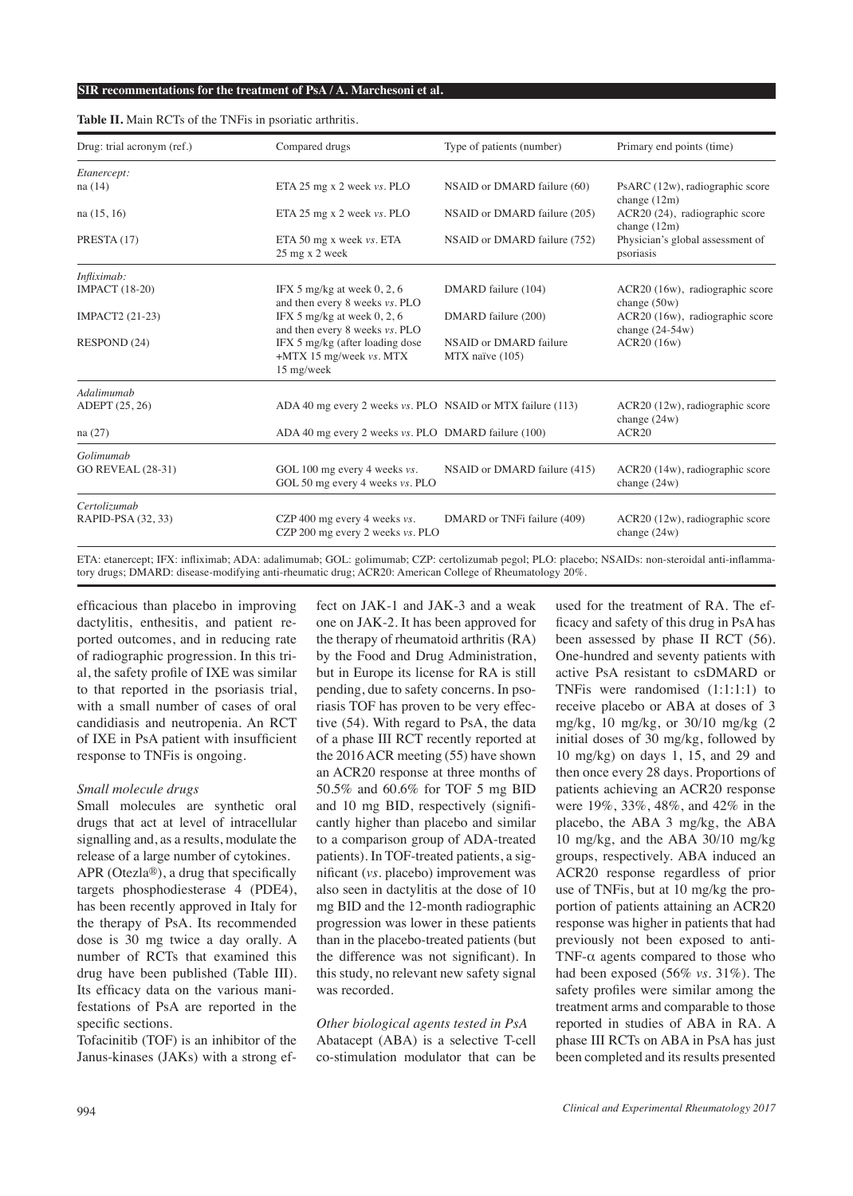**Table II.** Main RCTs of the TNFis in psoriatic arthritis.

| Drug: trial acronym (ref.) | Compared drugs | Type of patients (number) | Primary end points (time) |
|---|---|---|---|
| *Etanercept:* | | | |
| na (14) | ETA 25 mg x 2 week *vs.* PLO | NSAID or DMARD failure (60) | PsARC (12w), radiographic score change (12m) |
| na (15, 16) | ETA 25 mg x 2 week *vs.* PLO | NSAID or DMARD failure (205) | ACR20 (24), radiographic score change (12m) |
| PRESTA (17) | ETA 50 mg x week *vs.* ETA 25 mg x 2 week | NSAID or DMARD failure (752) | Physician's global assessment of psoriasis |
| *Infliximab:* | | | |
| IMPACT (18-20) | IFX 5 mg/kg at week 0, 2, 6 and then every 8 weeks *vs.* PLO | DMARD failure (104) | ACR20 (16w), radiographic score change (50w) |
| IMPACT2 (21-23) | IFX 5 mg/kg at week 0, 2, 6 and then every 8 weeks *vs.* PLO | DMARD failure (200) | ACR20 (16w), radiographic score change (24-54w) |
| RESPOND (24) | IFX 5 mg/kg (after loading dose +MTX 15 mg/week *vs.* MTX 15 mg/week | NSAID or DMARD failure MTX naïve (105) | ACR20 (16w) |
| *Adalimumab* | | | |
| ADEPT (25, 26) | ADA 40 mg every 2 weeks *vs.* PLO | NSAID or MTX failure (113) | ACR20 (12w), radiographic score change (24w) |
| na (27) | ADA 40 mg every 2 weeks *vs.* PLO | DMARD failure (100) | ACR20 |
| *Golimumab* | | | |
| GO REVEAL (28-31) | GOL 100 mg every 4 weeks *vs.* GOL 50 mg every 4 weeks *vs.* PLO | NSAID or DMARD failure (415) | ACR20 (14w), radiographic score change (24w) |
| *Certolizumab* | | | |
| RAPID-PSA (32, 33) | CZP 400 mg every 4 weeks *vs.* CZP 200 mg every 2 weeks *vs.* PLO | DMARD or TNFi failure (409) | ACR20 (12w), radiographic score change (24w) |

ETA: etanercept; IFX: infliximab; ADA: adalimumab; GOL: golimumab; CZP: certolizumab pegol; PLO: placebo; NSAIDs: non-steroidal anti-inflammatory drugs; DMARD: disease-modifying anti-rheumatic drug; ACR20: American College of Rheumatology 20%.

efficacious than placebo in improving dactylitis, enthesitis, and patient reported outcomes, and in reducing rate of radiographic progression. In this trial, the safety profile of IXE was similar to that reported in the psoriasis trial, with a small number of cases of oral candidiasis and neutropenia. An RCT of IXE in PsA patient with insufficient response to TNFis is ongoing.

*Small molecule drugs*

Small molecules are synthetic oral drugs that act at level of intracellular signalling and, as a results, modulate the release of a large number of cytokines.

APR (Otezla®), a drug that specifically targets phosphodiesterase 4 (PDE4), has been recently approved in Italy for the therapy of PsA. Its recommended dose is 30 mg twice a day orally. A number of RCTs that examined this drug have been published (Table III). Its efficacy data on the various manifestations of PsA are reported in the specific sections.

Tofacinitib (TOF) is an inhibitor of the Janus-kinases (JAKs) with a strong effect on JAK-1 and JAK-3 and a weak one on JAK-2. It has been approved for the therapy of rheumatoid arthritis (RA) by the Food and Drug Administration, but in Europe its license for RA is still pending, due to safety concerns. In psoriasis TOF has proven to be very effective (54). With regard to PsA, the data of a phase III RCT recently reported at the 2016 ACR meeting (55) have shown an ACR20 response at three months of 50.5% and 60.6% for TOF 5 mg BID and 10 mg BID, respectively (significantly higher than placebo and similar to a comparison group of ADA-treated patients). In TOF-treated patients, a significant (*vs.* placebo) improvement was also seen in dactylitis at the dose of 10 mg BID and the 12-month radiographic progression was lower in these patients than in the placebo-treated patients (but the difference was not significant). In this study, no relevant new safety signal was recorded.

*Other biological agents tested in PsA*

Abatacept (ABA) is a selective T-cell co-stimulation modulator that can be used for the treatment of RA. The efficacy and safety of this drug in PsA has been assessed by phase II RCT (56). One-hundred and seventy patients with active PsA resistant to csDMARD or TNFis were randomised (1:1:1:1) to receive placebo or ABA at doses of 3 mg/kg, 10 mg/kg, or 30/10 mg/kg (2 initial doses of 30 mg/kg, followed by 10 mg/kg) on days 1, 15, and 29 and then once every 28 days. Proportions of patients achieving an ACR20 response were 19%, 33%, 48%, and 42% in the placebo, the ABA 3 mg/kg, the ABA 10 mg/kg, and the ABA 30/10 mg/kg groups, respectively. ABA induced an ACR20 response regardless of prior use of TNFis, but at 10 mg/kg the proportion of patients attaining an ACR20 response was higher in patients that had previously not been exposed to anti-TNF-α agents compared to those who had been exposed (56% *vs.* 31%). The safety profiles were similar among the treatment arms and comparable to those reported in studies of ABA in RA. A phase III RCTs on ABA in PsA has just been completed and its results presented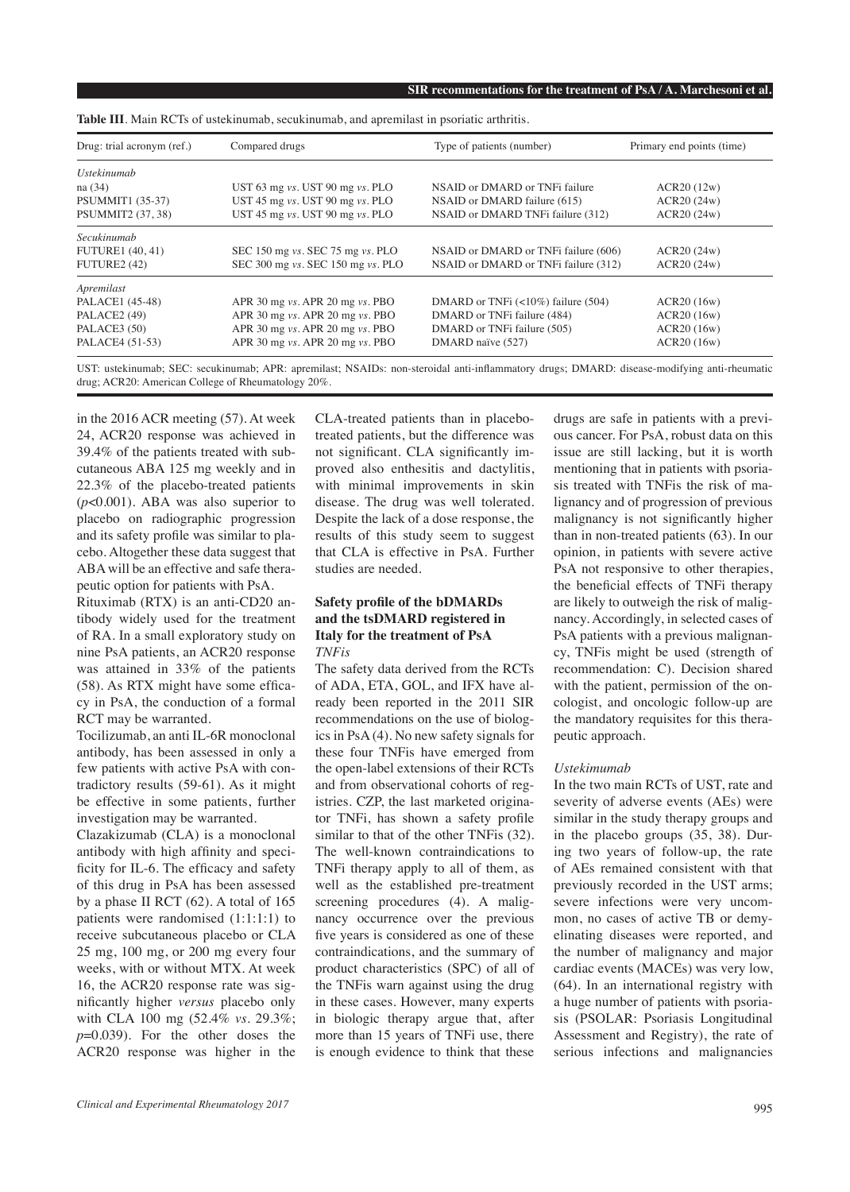**Table III**. Main RCTs of ustekinumab, secukinumab, and apremilast in psoriatic arthritis.

| Drug: trial acronym (ref.) | Compared drugs | Type of patients (number) | Primary end points (time) |
|---|---|---|---|
| *Ustekinumab* | | | |
| na (34) | UST 63 mg *vs.* UST 90 mg *vs.* PLO | NSAID or DMARD or TNFi failure | ACR20 (12w) |
| PSUMMIT1 (35-37) | UST 45 mg *vs.* UST 90 mg *vs.* PLO | NSAID or DMARD failure (615) | ACR20 (24w) |
| PSUMMIT2 (37, 38) | UST 45 mg *vs.* UST 90 mg *vs.* PLO | NSAID or DMARD TNFi failure (312) | ACR20 (24w) |
| *Secukinumab* | | | |
| FUTURE1 (40, 41) | SEC 150 mg *vs.* SEC 75 mg *vs.* PLO | NSAID or DMARD or TNFi failure (606) | ACR20 (24w) |
| FUTURE2 (42) | SEC 300 mg *vs.* SEC 150 mg *vs.* PLO | NSAID or DMARD or TNFi failure (312) | ACR20 (24w) |
| *Apremilast* | | | |
| PALACE1 (45-48) | APR 30 mg *vs.* APR 20 mg *vs.* PBO | DMARD or TNFi (<10%) failure (504) | ACR20 (16w) |
| PALACE2 (49) | APR 30 mg *vs.* APR 20 mg *vs.* PBO | DMARD or TNFi failure (484) | ACR20 (16w) |
| PALACE3 (50) | APR 30 mg *vs.* APR 20 mg *vs.* PBO | DMARD or TNFi failure (505) | ACR20 (16w) |
| PALACE4 (51-53) | APR 30 mg *vs.* APR 20 mg *vs.* PBO | DMARD naïve (527) | ACR20 (16w) |

UST: ustekinumab; SEC: secukinumab; APR: apremilast; NSAIDs: non-steroidal anti-inflammatory drugs; DMARD: disease-modifying anti-rheumatic drug; ACR20: American College of Rheumatology 20%.

in the 2016 ACR meeting (57). At week 24, ACR20 response was achieved in 39.4% of the patients treated with subcutaneous ABA 125 mg weekly and in 22.3% of the placebo-treated patients ($p<0.001$). ABA was also superior to placebo on radiographic progression and its safety profile was similar to placebo. Altogether these data suggest that ABA will be an effective and safe therapeutic option for patients with PsA.

Rituximab (RTX) is an anti-CD20 antibody widely used for the treatment of RA. In a small exploratory study on nine PsA patients, an ACR20 response was attained in 33% of the patients (58). As RTX might have some efficacy in PsA, the conduction of a formal RCT may be warranted.

Tocilizumab, an anti IL-6R monoclonal antibody, has been assessed in only a few patients with active PsA with contradictory results (59-61). As it might be effective in some patients, further investigation may be warranted.

Clazakizumab (CLA) is a monoclonal antibody with high affinity and specificity for IL-6. The efficacy and safety of this drug in PsA has been assessed by a phase II RCT (62). A total of 165 patients were randomised (1:1:1:1) to receive subcutaneous placebo or CLA 25 mg, 100 mg, or 200 mg every four weeks, with or without MTX. At week 16, the ACR20 response rate was significantly higher *versus* placebo only with CLA 100 mg (52.4% *vs.* 29.3%; $p=0.039$). For the other doses the ACR20 response was higher in the CLA-treated patients than in placebo-treated patients, but the difference was not significant. CLA significantly improved also enthesitis and dactylitis, with minimal improvements in skin disease. The drug was well tolerated. Despite the lack of a dose response, the results of this study seem to suggest that CLA is effective in PsA. Further studies are needed.

### Safety profile of the bDMARDs and the tsDMARD registered in Italy for the treatment of PsA

#### *TNFis*

The safety data derived from the RCTs of ADA, ETA, GOL, and IFX have already been reported in the 2011 SIR recommendations on the use of biologics in PsA (4). No new safety signals for these four TNFis have emerged from the open-label extensions of their RCTs and from observational cohorts of registries. CZP, the last marketed originator TNFi, has shown a safety profile similar to that of the other TNFis (32). The well-known contraindications to TNFi therapy apply to all of them, as well as the established pre-treatment screening procedures (4). A malignancy occurrence over the previous five years is considered as one of these contraindications, and the summary of product characteristics (SPC) of all of the TNFis warn against using the drug in these cases. However, many experts in biologic therapy argue that, after more than 15 years of TNFi use, there is enough evidence to think that these drugs are safe in patients with a previous cancer. For PsA, robust data on this issue are still lacking, but it is worth mentioning that in patients with psoriasis treated with TNFis the risk of malignancy and of progression of previous malignancy is not significantly higher than in non-treated patients (63). In our opinion, in patients with severe active PsA not responsive to other therapies, the beneficial effects of TNFi therapy are likely to outweigh the risk of malignancy. Accordingly, in selected cases of PsA patients with a previous malignancy, TNFis might be used (strength of recommendation: C). Decision shared with the patient, permission of the oncologist, and oncologic follow-up are the mandatory requisites for this therapeutic approach.

#### *Ustekimumab*

In the two main RCTs of UST, rate and severity of adverse events (AEs) were similar in the study therapy groups and in the placebo groups (35, 38). During two years of follow-up, the rate of AEs remained consistent with that previously recorded in the UST arms; severe infections were very uncommon, no cases of active TB or demyelinating diseases were reported, and the number of malignancy and major cardiac events (MACEs) was very low, (64). In an international registry with a huge number of patients with psoriasis (PSOLAR: Psoriasis Longitudinal Assessment and Registry), the rate of serious infections and malignancies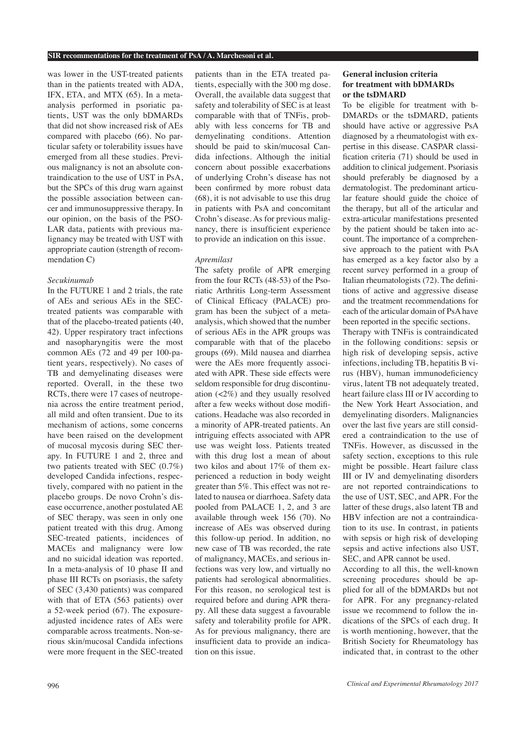was lower in the UST-treated patients than in the patients treated with ADA, IFX, ETA, and MTX (65). In a meta-analysis performed in psoriatic patients, UST was the only bDMARDs that did not show increased risk of AEs compared with placebo (66). No particular safety or tolerability issues have emerged from all these studies. Previous malignancy is not an absolute contraindication to the use of UST in PsA, but the SPCs of this drug warn against the possible association between cancer and immunosuppressive therapy. In our opinion, on the basis of the PSOLAR data, patients with previous malignancy may be treated with UST with appropriate caution (strength of recommendation C)

*Secukinumab*

In the FUTURE 1 and 2 trials, the rate of AEs and serious AEs in the SEC-treated patients was comparable with that of the placebo-treated patients (40, 42). Upper respiratory tract infections and nasopharyngitis were the most common AEs (72 and 49 per 100-patient years, respectively). No cases of TB and demyelinating diseases were reported. Overall, in the these two RCTs, there were 17 cases of neutropenia across the entire treatment period, all mild and often transient. Due to its mechanism of actions, some concerns have been raised on the development of mucosal mycosis during SEC therapy. In FUTURE 1 and 2, three and two patients treated with SEC (0.7%) developed Candida infections, respectively, compared with no patient in the placebo groups. De novo Crohn's disease occurrence, another postulated AE of SEC therapy, was seen in only one patient treated with this drug. Among SEC-treated patients, incidences of MACEs and malignancy were low and no suicidal ideation was reported. In a meta-analysis of 10 phase II and phase III RCTs on psoriasis, the safety of SEC (3,430 patients) was compared with that of ETA (563 patients) over a 52-week period (67). The exposure-adjusted incidence rates of AEs were comparable across treatments. Non-serious skin/mucosal Candida infections were more frequent in the SEC-treated patients than in the ETA treated patients, especially with the 300 mg dose. Overall, the available data suggest that safety and tolerability of SEC is at least comparable with that of TNFis, probably with less concerns for TB and demyelinating conditions. Attention should be paid to skin/mucosal Candida infections. Although the initial concern about possible exacerbations of underlying Crohn's disease has not been confirmed by more robust data (68), it is not advisable to use this drug in patients with PsA and concomitant Crohn's disease. As for previous malignancy, there is insufficient experience to provide an indication on this issue.

*Apremilast*

The safety profile of APR emerging from the four RCTs (48-53) of the Psoriatic Arthritis Long-term Assessment of Clinical Efficacy (PALACE) program has been the subject of a meta-analysis, which showed that the number of serious AEs in the APR groups was comparable with that of the placebo groups (69). Mild nausea and diarrhea were the AEs more frequently associated with APR. These side effects were seldom responsible for drug discontinuation (<2%) and they usually resolved after a few weeks without dose modifications. Headache was also recorded in a minority of APR-treated patients. An intriguing effects associated with APR use was weight loss. Patients treated with this drug lost a mean of about two kilos and about 17% of them experienced a reduction in body weight greater than 5%. This effect was not related to nausea or diarrhoea. Safety data pooled from PALACE 1, 2, and 3 are available through week 156 (70). No increase of AEs was observed during this follow-up period. In addition, no new case of TB was recorded, the rate of malignancy, MACEs, and serious infections was very low, and virtually no patients had serological abnormalities. For this reason, no serological test is required before and during APR therapy. All these data suggest a favourable safety and tolerability profile for APR. As for previous malignancy, there are insufficient data to provide an indication on this issue.

### General inclusion criteria for treatment with bDMARDs or the tsDMARD

To be eligible for treatment with b-DMARDs or the tsDMARD, patients should have active or aggressive PsA diagnosed by a rheumatologist with expertise in this disease. CASPAR classification criteria (71) should be used in addition to clinical judgement. Psoriasis should preferably be diagnosed by a dermatologist. The predominant articular feature should guide the choice of the therapy, but all of the articular and extra-articular manifestations presented by the patient should be taken into account. The importance of a comprehensive approach to the patient with PsA has emerged as a key factor also by a recent survey performed in a group of Italian rheumatologists (72). The definitions of active and aggressive disease and the treatment recommendations for each of the articular domain of PsA have been reported in the specific sections.

Therapy with TNFis is contraindicated in the following conditions: sepsis or high risk of developing sepsis, active infections, including TB, hepatitis B virus (HBV), human immunodeficiency virus, latent TB not adequately treated, heart failure class III or IV according to the New York Heart Association, and demyelinating disorders. Malignancies over the last five years are still considered a contraindication to the use of TNFis. However, as discussed in the safety section, exceptions to this rule might be possible. Heart failure class III or IV and demyelinating disorders are not reported contraindications to the use of UST, SEC, and APR. For the latter of these drugs, also latent TB and HBV infection are not a contraindication to its use. In contrast, in patients with sepsis or high risk of developing sepsis and active infections also UST, SEC, and APR cannot be used.

According to all this, the well-known screening procedures should be applied for all of the bDMARDs but not for APR. For any pregnancy-related issue we recommend to follow the indications of the SPCs of each drug. It is worth mentioning, however, that the British Society for Rheumatology has indicated that, in contrast to the other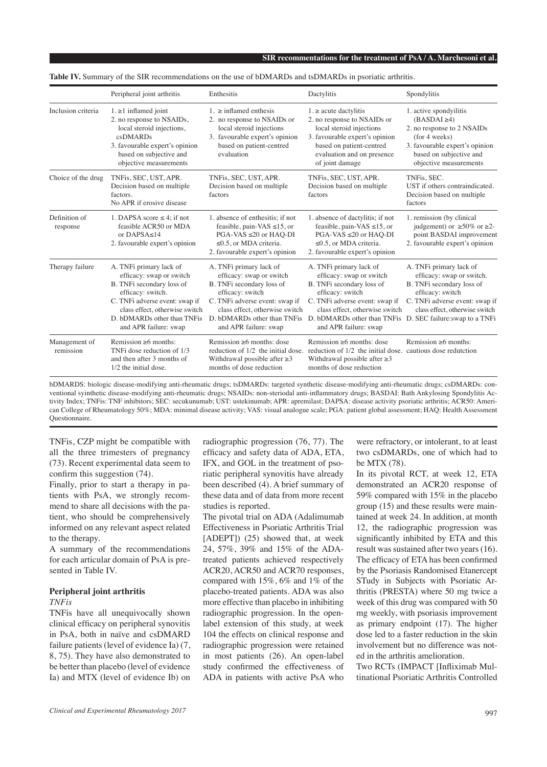**Table IV.** Summary of the SIR recommendations on the use of bDMARDs and tsDMARDs in psoriatic arthritis.

| | Peripheral joint arthritis | Enthesitis | Dactylitis | Spondylitis |
|---|---|---|---|---|
| Inclusion criteria | 1. ≥1 inflamed joint<br>2. no response to NSAIDs, local steroid injections, csDMARDs<br>3. favourable expert's opinion based on subjective and objective measurements | 1. ≥ inflamed enthesis<br>2. no response to NSAIDs or local steroid injections<br>3. favourable expert's opinion based on patient-centred evaluation | 1. ≥ acute dactylitis<br>2. no response to NSAIDs or local steroid injections<br>3. favourable expert's opinion based on patient-centred evaluation and on presence of joint damage | 1. active spondyilitis (BASDAI ≥4)<br>2. no response to 2 NSAIDs (for 4 weeks)<br>3. favourable expert's opinion based on subjective and objective measurements |
| Choice of the drug | TNFis, SEC, UST, APR. Decision based on multiple factors. No APR if erosive disease | TNFis, SEC, UST, APR. Decision based on multiple factors | TNFis, SEC, UST, APR. Decision based on multiple factors | TNFis, SEC. UST if others contraindicated. Decision based on multiple factors |
| Definition of response | 1. DAPSA score ≤ 4; if not feasible ACR50 or MDA or DAPSA≤14<br>2. favourable expert's opinion | 1. absence of enthesitis; if not feasible, pain-VAS ≤15, or PGA-VAS ≤20 or HAQ-DI ≤0.5, or MDA criteria.<br>2. favourable expert's opinion | 1. absence of dactylitis; if not feasible, pain-VAS ≤15, or PGA-VAS ≤20 or HAQ-DI ≤0.5, or MDA criteria.<br>2. favourable expert's opinion | 1. remission (by clinical judgement) or ≥50% or ≥2-point BASDAI improvement<br>2. favourable expert's opinion |
| Therapy failure | A. TNFi primary lack of efficacy: swap or switch<br>B. TNFi secondary loss of efficacy: switch.<br>C. TNFi adverse event: swap if class effect, otherwise switch<br>D. bDMARDs other than TNFis and APR failure: swap | A. TNFi primary lack of efficacy: swap or switch<br>B. TNFi secondary loss of efficacy: switch<br>C. TNFi adverse event: swap if class effect, otherwise switch<br>D. bDMARDs other than TNFis and APR failure: swap | A. TNFi primary lack of efficacy: swap or switch<br>B. TNFi secondary loss of efficacy: switch<br>C. TNFi adverse event: swap if class effect, otherwise switch<br>D. bDMARDs other than TNFis and APR failure: swap | A. TNFi primary lack of efficacy: swap or switch.<br>B. TNFi secondary loss of efficacy: switch<br>C. TNFi adverse event: swap if class effect, otherwise switch<br>D. SEC failure:swap to a TNFi |
| Management of remission | Remission ≥6 months: TNFi dose reduction of 1/3 and then after 3 months of 1/2 the initial dose. | Remission ≥6 months: dose reduction of 1/2 the initial dose. Withdrawal possible after ≥3 months of dose reduction | Remission ≥6 months: dose reduction of 1/2 the initial dose. Withdrawal possible after ≥3 months of dose reduction | Remission ≥6 months: cautious dose redutction |

bDMARDS: biologic disease-modifying anti-rheumatic drugs; tsDMARDs: targeted synthetic disease-modifying anti-rheumatic drugs; csDMARDs: conventional syinthetic disease-modifying anti-rheumatic drugs; NSAIDs: non-steriodal anti-inflammatory drugs; BASDAI: Bath Ankylosing Spondylitis Activity Index; TNFis: TNF inhibitors; SEC: secukunumab; UST: ustekinumab; APR: apremilast; DAPSA: disease activity psoriatic arthritis; ACR50: American College of Rheumatology 50%; MDA: minimal disease activity; VAS: visual analogue scale; PGA: patient global assessment; HAQ: Health Assessment Questionnaire.

TNFis, CZP might be compatible with all the three trimesters of pregnancy (73). Recent experimental data seem to confirm this suggestion (74).

Finally, prior to start a therapy in patients with PsA, we strongly recommend to share all decisions with the patient, who should be comprehensively informed on any relevant aspect related to the therapy.

A summary of the recommendations for each articular domain of PsA is presented in Table IV.

## Peripheral joint arthritis

*TNFis*

TNFis have all unequivocally shown clinical efficacy on peripheral synovitis in PsA, both in naïve and csDMARD failure patients (level of evidence Ia) (7, 8, 75). They have also demonstrated to be better than placebo (level of evidence Ia) and MTX (level of evidence Ib) on radiographic progression (76, 77). The efficacy and safety data of ADA, ETA, IFX, and GOL in the treatment of psoriatic peripheral synovitis have already been described (4). A brief summary of these data and of data from more recent studies is reported.

The pivotal trial on ADA (Adalimumab Effectiveness in Psoriatic Arthritis Trial [ADEPT]) (25) showed that, at week 24, 57%, 39% and 15% of the ADA-treated patients achieved respectively ACR20, ACR50 and ACR70 responses, compared with 15%, 6% and 1% of the placebo-treated patients. ADA was also more effective than placebo in inhibiting radiographic progression. In the open-label extension of this study, at week 104 the effects on clinical response and radiographic progression were retained in most patients (26). An open-label study confirmed the effectiveness of ADA in patients with active PsA who were refractory, or intolerant, to at least two csDMARDs, one of which had to be MTX (78).

In its pivotal RCT, at week 12, ETA demonstrated an ACR20 response of 59% compared with 15% in the placebo group (15) and these results were maintained at week 24. In addition, at month 12, the radiographic progression was significantly inhibited by ETA and this result was sustained after two years (16). The efficacy of ETA has been confirmed by the Psoriasis Randomised Etanercept STudy in Subjects with Psoriatic Arthritis (PRESTA) where 50 mg twice a week of this drug was compared with 50 mg weekly, with psoriasis improvement as primary endpoint (17). The higher dose led to a faster reduction in the skin involvement but no difference was noted in the arthritis amelioration.

Two RCTs (IMPACT [Infliximab Multinational Psoriatic Arthritis Controlled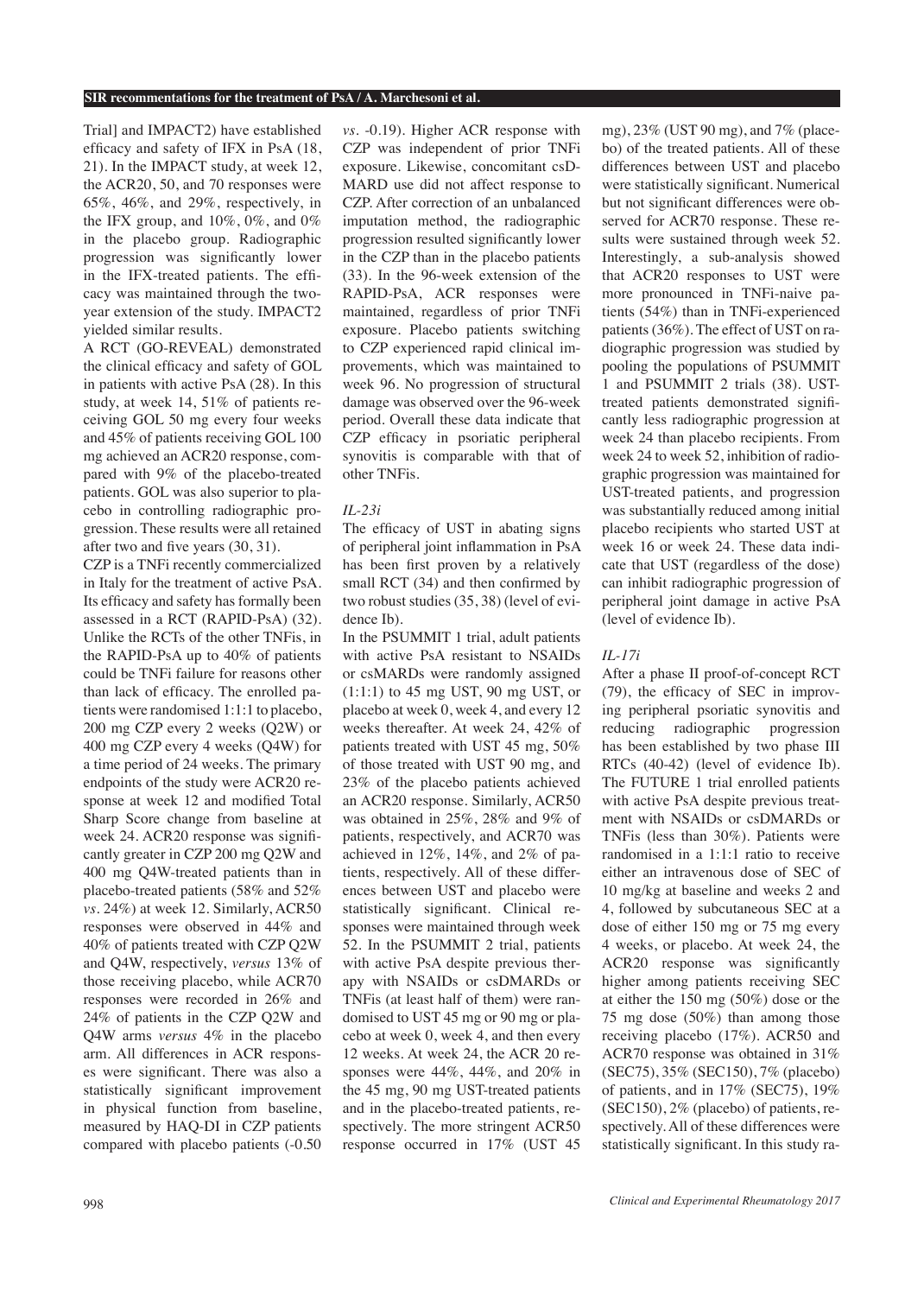Trial] and IMPACT2) have established efficacy and safety of IFX in PsA (18, 21). In the IMPACT study, at week 12, the ACR20, 50, and 70 responses were 65%, 46%, and 29%, respectively, in the IFX group, and 10%, 0%, and 0% in the placebo group. Radiographic progression was significantly lower in the IFX-treated patients. The efficacy was maintained through the two-year extension of the study. IMPACT2 yielded similar results.

A RCT (GO-REVEAL) demonstrated the clinical efficacy and safety of GOL in patients with active PsA (28). In this study, at week 14, 51% of patients receiving GOL 50 mg every four weeks and 45% of patients receiving GOL 100 mg achieved an ACR20 response, compared with 9% of the placebo-treated patients. GOL was also superior to placebo in controlling radiographic progression. These results were all retained after two and five years (30, 31).

CZP is a TNFi recently commercialized in Italy for the treatment of active PsA. Its efficacy and safety has formally been assessed in a RCT (RAPID-PsA) (32). Unlike the RCTs of the other TNFis, in the RAPID-PsA up to 40% of patients could be TNFi failure for reasons other than lack of efficacy. The enrolled patients were randomised 1:1:1 to placebo, 200 mg CZP every 2 weeks (Q2W) or 400 mg CZP every 4 weeks (Q4W) for a time period of 24 weeks. The primary endpoints of the study were ACR20 response at week 12 and modified Total Sharp Score change from baseline at week 24. ACR20 response was significantly greater in CZP 200 mg Q2W and 400 mg Q4W-treated patients than in placebo-treated patients (58% and 52% *vs.* 24%) at week 12. Similarly, ACR50 responses were observed in 44% and 40% of patients treated with CZP Q2W and Q4W, respectively, *versus* 13% of those receiving placebo, while ACR70 responses were recorded in 26% and 24% of patients in the CZP Q2W and Q4W arms *versus* 4% in the placebo arm. All differences in ACR responses were significant. There was also a statistically significant improvement in physical function from baseline, measured by HAQ-DI in CZP patients compared with placebo patients (-0.50 *vs.* -0.19). Higher ACR response with CZP was independent of prior TNFi exposure. Likewise, concomitant csDMARD use did not affect response to CZP. After correction of an unbalanced imputation method, the radiographic progression resulted significantly lower in the CZP than in the placebo patients (33). In the 96-week extension of the RAPID-PsA, ACR responses were maintained, regardless of prior TNFi exposure. Placebo patients switching to CZP experienced rapid clinical improvements, which was maintained to week 96. No progression of structural damage was observed over the 96-week period. Overall these data indicate that CZP efficacy in psoriatic peripheral synovitis is comparable with that of other TNFis.

### *IL-23i*

The efficacy of UST in abating signs of peripheral joint inflammation in PsA has been first proven by a relatively small RCT (34) and then confirmed by two robust studies (35, 38) (level of evidence Ib).

In the PSUMMIT 1 trial, adult patients with active PsA resistant to NSAIDs or csMARDs were randomly assigned (1:1:1) to 45 mg UST, 90 mg UST, or placebo at week 0, week 4, and every 12 weeks thereafter. At week 24, 42% of patients treated with UST 45 mg, 50% of those treated with UST 90 mg, and 23% of the placebo patients achieved an ACR20 response. Similarly, ACR50 was obtained in 25%, 28% and 9% of patients, respectively, and ACR70 was achieved in 12%, 14%, and 2% of patients, respectively. All of these differences between UST and placebo were statistically significant. Clinical responses were maintained through week 52. In the PSUMMIT 2 trial, patients with active PsA despite previous therapy with NSAIDs or csDMARDs or TNFis (at least half of them) were randomised to UST 45 mg or 90 mg or placebo at week 0, week 4, and then every 12 weeks. At week 24, the ACR 20 responses were 44%, 44%, and 20% in the 45 mg, 90 mg UST-treated patients and in the placebo-treated patients, respectively. The more stringent ACR50 response occurred in 17% (UST 45 mg), 23% (UST 90 mg), and 7% (placebo) of the treated patients. All of these differences between UST and placebo were statistically significant. Numerical but not significant differences were observed for ACR70 response. These results were sustained through week 52. Interestingly, a sub-analysis showed that ACR20 responses to UST were more pronounced in TNFi-naive patients (54%) than in TNFi-experienced patients (36%). The effect of UST on radiographic progression was studied by pooling the populations of PSUMMIT 1 and PSUMMIT 2 trials (38). UST-treated patients demonstrated significantly less radiographic progression at week 24 than placebo recipients. From week 24 to week 52, inhibition of radiographic progression was maintained for UST-treated patients, and progression was substantially reduced among initial placebo recipients who started UST at week 16 or week 24. These data indicate that UST (regardless of the dose) can inhibit radiographic progression of peripheral joint damage in active PsA (level of evidence Ib).

### *IL-17i*

After a phase II proof-of-concept RCT (79), the efficacy of SEC in improving peripheral psoriatic synovitis and reducing radiographic progression has been established by two phase III RTCs (40-42) (level of evidence Ib). The FUTURE 1 trial enrolled patients with active PsA despite previous treatment with NSAIDs or csDMARDs or TNFis (less than 30%). Patients were randomised in a 1:1:1 ratio to receive either an intravenous dose of SEC of 10 mg/kg at baseline and weeks 2 and 4, followed by subcutaneous SEC at a dose of either 150 mg or 75 mg every 4 weeks, or placebo. At week 24, the ACR20 response was significantly higher among patients receiving SEC at either the 150 mg (50%) dose or the 75 mg dose (50%) than among those receiving placebo (17%). ACR50 and ACR70 response was obtained in 31% (SEC75), 35% (SEC150), 7% (placebo) of patients, and in 17% (SEC75), 19% (SEC150), 2% (placebo) of patients, respectively. All of these differences were statistically significant. In this study ra-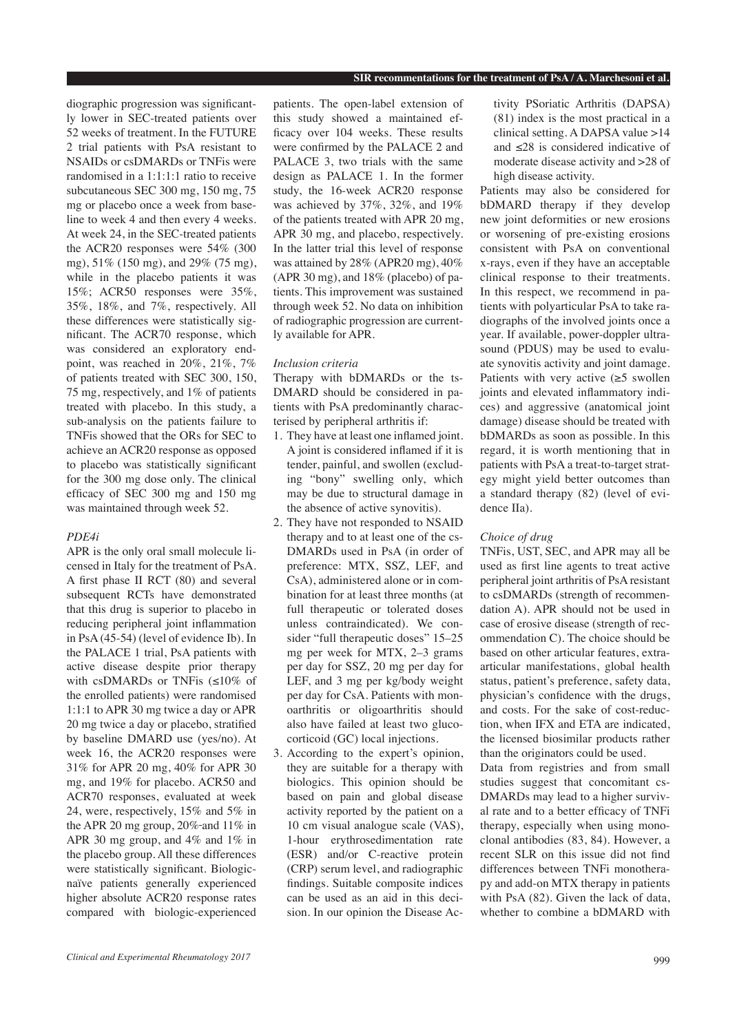diographic progression was significantly lower in SEC-treated patients over 52 weeks of treatment. In the FUTURE 2 trial patients with PsA resistant to NSAIDs or csDMARDs or TNFis were randomised in a 1:1:1:1 ratio to receive subcutaneous SEC 300 mg, 150 mg, 75 mg or placebo once a week from baseline to week 4 and then every 4 weeks. At week 24, in the SEC-treated patients the ACR20 responses were 54% (300 mg), 51% (150 mg), and 29% (75 mg), while in the placebo patients it was 15%; ACR50 responses were 35%, 35%, 18%, and 7%, respectively. All these differences were statistically significant. The ACR70 response, which was considered an exploratory endpoint, was reached in 20%, 21%, 7% of patients treated with SEC 300, 150, 75 mg, respectively, and 1% of patients treated with placebo. In this study, a sub-analysis on the patients failure to TNFis showed that the ORs for SEC to achieve an ACR20 response as opposed to placebo was statistically significant for the 300 mg dose only. The clinical efficacy of SEC 300 mg and 150 mg was maintained through week 52.

*PDE4i*

APR is the only oral small molecule licensed in Italy for the treatment of PsA. A first phase II RCT (80) and several subsequent RCTs have demonstrated that this drug is superior to placebo in reducing peripheral joint inflammation in PsA (45-54) (level of evidence Ib). In the PALACE 1 trial, PsA patients with active disease despite prior therapy with csDMARDs or TNFis (≤10% of the enrolled patients) were randomised 1:1:1 to APR 30 mg twice a day or APR 20 mg twice a day or placebo, stratified by baseline DMARD use (yes/no). At week 16, the ACR20 responses were 31% for APR 20 mg, 40% for APR 30 mg, and 19% for placebo. ACR50 and ACR70 responses, evaluated at week 24, were, respectively, 15% and 5% in the APR 20 mg group, 20% and 11% in APR 30 mg group, and 4% and 1% in the placebo group. All these differences were statistically significant. Biologic-naïve patients generally experienced higher absolute ACR20 response rates compared with biologic-experienced patients. The open-label extension of this study showed a maintained efficacy over 104 weeks. These results were confirmed by the PALACE 2 and PALACE 3, two trials with the same design as PALACE 1. In the former study, the 16-week ACR20 response was achieved by 37%, 32%, and 19% of the patients treated with APR 20 mg, APR 30 mg, and placebo, respectively. In the latter trial this level of response was attained by 28% (APR20 mg), 40% (APR 30 mg), and 18% (placebo) of patients. This improvement was sustained through week 52. No data on inhibition of radiographic progression are currently available for APR.

*Inclusion criteria*

Therapy with bDMARDs or the tsDMARD should be considered in patients with PsA predominantly characterised by peripheral arthritis if:

1. They have at least one inflamed joint. A joint is considered inflamed if it is tender, painful, and swollen (excluding "bony" swelling only, which may be due to structural damage in the absence of active synovitis).
2. They have not responded to NSAID therapy and to at least one of the csDMARDs used in PsA (in order of preference: MTX, SSZ, LEF, and CsA), administered alone or in combination for at least three months (at full therapeutic or tolerated doses unless contraindicated). We consider "full therapeutic doses" 15–25 mg per week for MTX, 2–3 grams per day for SSZ, 20 mg per day for LEF, and 3 mg per kg/body weight per day for CsA. Patients with monoarthritis or oligoarthritis should also have failed at least two glucocorticoid (GC) local injections.
3. According to the expert's opinion, they are suitable for a therapy with biologics. This opinion should be based on pain and global disease activity reported by the patient on a 10 cm visual analogue scale (VAS), 1-hour erythrosedimentation rate (ESR) and/or C-reactive protein (CRP) serum level, and radiographic findings. Suitable composite indices can be used as an aid in this decision. In our opinion the Disease Activity PSoriatic Arthritis (DAPSA) (81) index is the most practical in a clinical setting. A DAPSA value >14 and ≤28 is considered indicative of moderate disease activity and >28 of high disease activity.

Patients may also be considered for bDMARD therapy if they develop new joint deformities or new erosions or worsening of pre-existing erosions consistent with PsA on conventional x-rays, even if they have an acceptable clinical response to their treatments. In this respect, we recommend in patients with polyarticular PsA to take radiographs of the involved joints once a year. If available, power-doppler ultrasound (PDUS) may be used to evaluate synovitis activity and joint damage. Patients with very active (≥5 swollen joints and elevated inflammatory indices) and aggressive (anatomical joint damage) disease should be treated with bDMARDs as soon as possible. In this regard, it is worth mentioning that in patients with PsA a treat-to-target strategy might yield better outcomes than a standard therapy (82) (level of evidence IIa).

*Choice of drug*

TNFis, UST, SEC, and APR may all be used as first line agents to treat active peripheral joint arthritis of PsA resistant to csDMARDs (strength of recommendation A). APR should not be used in case of erosive disease (strength of recommendation C). The choice should be based on other articular features, extra-articular manifestations, global health status, patient's preference, safety data, physician's confidence with the drugs, and costs. For the sake of cost-reduction, when IFX and ETA are indicated, the licensed biosimilar products rather than the originators could be used.

Data from registries and from small studies suggest that concomitant csDMARDs may lead to a higher survival rate and to a better efficacy of TNFi therapy, especially when using monoclonal antibodies (83, 84). However, a recent SLR on this issue did not find differences between TNFi monotherapy and add-on MTX therapy in patients with PsA (82). Given the lack of data, whether to combine a bDMARD with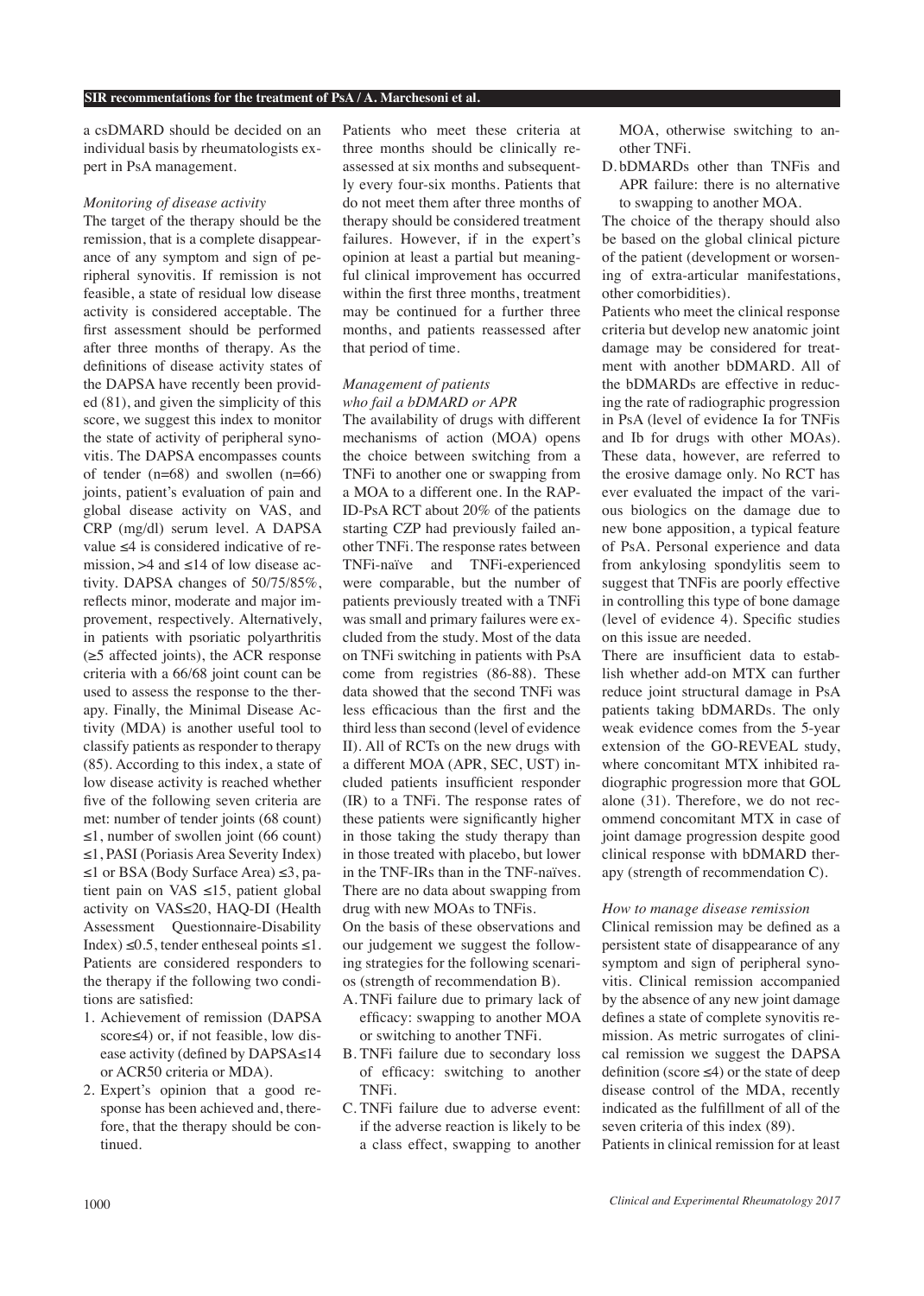a csDMARD should be decided on an individual basis by rheumatologists expert in PsA management.

*Monitoring of disease activity*

The target of the therapy should be the remission, that is a complete disappearance of any symptom and sign of peripheral synovitis. If remission is not feasible, a state of residual low disease activity is considered acceptable. The first assessment should be performed after three months of therapy. As the definitions of disease activity states of the DAPSA have recently been provided (81), and given the simplicity of this score, we suggest this index to monitor the state of activity of peripheral synovitis. The DAPSA encompasses counts of tender (n=68) and swollen (n=66) joints, patient's evaluation of pain and global disease activity on VAS, and CRP (mg/dl) serum level. A DAPSA value ≤4 is considered indicative of remission, >4 and ≤14 of low disease activity. DAPSA changes of 50/75/85%, reflects minor, moderate and major improvement, respectively. Alternatively, in patients with psoriatic polyarthritis (≥5 affected joints), the ACR response criteria with a 66/68 joint count can be used to assess the response to the therapy. Finally, the Minimal Disease Activity (MDA) is another useful tool to classify patients as responder to therapy (85). According to this index, a state of low disease activity is reached whether five of the following seven criteria are met: number of tender joints (68 count) ≤1, number of swollen joint (66 count) ≤1, PASI (Poriasis Area Severity Index) ≤1 or BSA (Body Surface Area) ≤3, patient pain on VAS ≤15, patient global activity on VAS≤20, HAQ-DI (Health Assessment Questionnaire-Disability Index) ≤0.5, tender entheseal points ≤1. Patients are considered responders to the therapy if the following two conditions are satisfied:

1. Achievement of remission (DAPSA score≤4) or, if not feasible, low disease activity (defined by DAPSA≤14 or ACR50 criteria or MDA).
2. Expert's opinion that a good response has been achieved and, therefore, that the therapy should be continued.

Patients who meet these criteria at three months should be clinically reassessed at six months and subsequently every four-six months. Patients that do not meet them after three months of therapy should be considered treatment failures. However, if in the expert's opinion at least a partial but meaningful clinical improvement has occurred within the first three months, treatment may be continued for a further three months, and patients reassessed after that period of time.

*Management of patients who fail a bDMARD or APR*

The availability of drugs with different mechanisms of action (MOA) opens the choice between switching from a TNFi to another one or swapping from a MOA to a different one. In the RAPID-PsA RCT about 20% of the patients starting CZP had previously failed another TNFi. The response rates between TNFi-naïve and TNFi-experienced were comparable, but the number of patients previously treated with a TNFi was small and primary failures were excluded from the study. Most of the data on TNFi switching in patients with PsA come from registries (86-88). These data showed that the second TNFi was less efficacious than the first and the third less than second (level of evidence II). All of RCTs on the new drugs with a different MOA (APR, SEC, UST) included patients insufficient responder (IR) to a TNFi. The response rates of these patients were significantly higher in those taking the study therapy than in those treated with placebo, but lower in the TNF-IRs than in the TNF-naïves. There are no data about swapping from drug with new MOAs to TNFis.

On the basis of these observations and our judgement we suggest the following strategies for the following scenarios (strength of recommendation B).

A. TNFi failure due to primary lack of efficacy: swapping to another MOA or switching to another TNFi.
B. TNFi failure due to secondary loss of efficacy: switching to another TNFi.
C. TNFi failure due to adverse event: if the adverse reaction is likely to be a class effect, swapping to another MOA, otherwise switching to another TNFi.
D. bDMARDs other than TNFis and APR failure: there is no alternative to swapping to another MOA.

The choice of the therapy should also be based on the global clinical picture of the patient (development or worsening of extra-articular manifestations, other comorbidities).

Patients who meet the clinical response criteria but develop new anatomic joint damage may be considered for treatment with another bDMARD. All of the bDMARDs are effective in reducing the rate of radiographic progression in PsA (level of evidence Ia for TNFis and Ib for drugs with other MOAs). These data, however, are referred to the erosive damage only. No RCT has ever evaluated the impact of the various biologics on the damage due to new bone apposition, a typical feature of PsA. Personal experience and data from ankylosing spondylitis seem to suggest that TNFis are poorly effective in controlling this type of bone damage (level of evidence 4). Specific studies on this issue are needed.

There are insufficient data to establish whether add-on MTX can further reduce joint structural damage in PsA patients taking bDMARDs. The only weak evidence comes from the 5-year extension of the GO-REVEAL study, where concomitant MTX inhibited radiographic progression more that GOL alone (31). Therefore, we do not recommend concomitant MTX in case of joint damage progression despite good clinical response with bDMARD therapy (strength of recommendation C).

*How to manage disease remission*

Clinical remission may be defined as a persistent state of disappearance of any symptom and sign of peripheral synovitis. Clinical remission accompanied by the absence of any new joint damage defines a state of complete synovitis remission. As metric surrogates of clinical remission we suggest the DAPSA definition (score ≤4) or the state of deep disease control of the MDA, recently indicated as the fulfillment of all of the seven criteria of this index (89).

Patients in clinical remission for at least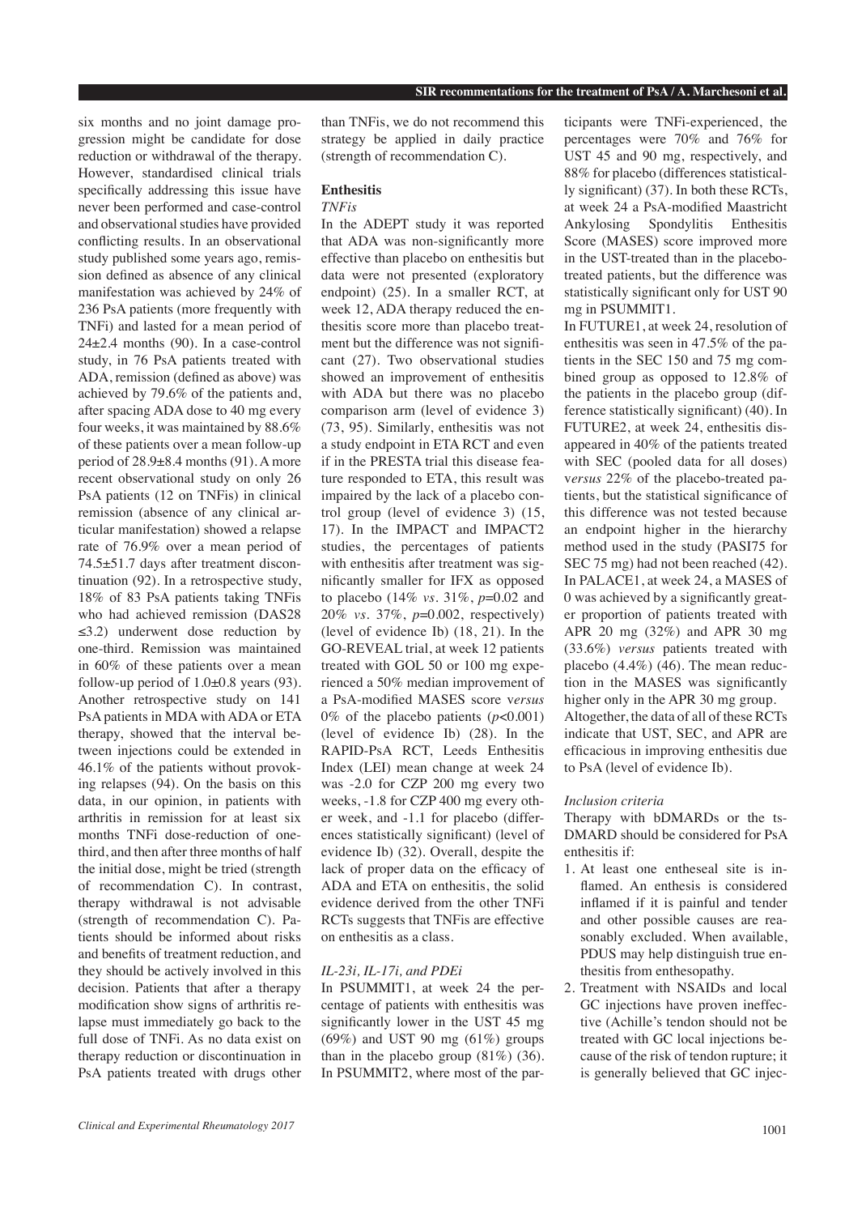six months and no joint damage progression might be candidate for dose reduction or withdrawal of the therapy. However, standardised clinical trials specifically addressing this issue have never been performed and case-control and observational studies have provided conflicting results. In an observational study published some years ago, remission defined as absence of any clinical manifestation was achieved by 24% of 236 PsA patients (more frequently with TNFi) and lasted for a mean period of 24±2.4 months (90). In a case-control study, in 76 PsA patients treated with ADA, remission (defined as above) was achieved by 79.6% of the patients and, after spacing ADA dose to 40 mg every four weeks, it was maintained by 88.6% of these patients over a mean follow-up period of 28.9±8.4 months (91). A more recent observational study on only 26 PsA patients (12 on TNFis) in clinical remission (absence of any clinical articular manifestation) showed a relapse rate of 76.9% over a mean period of 74.5±51.7 days after treatment discontinuation (92). In a retrospective study, 18% of 83 PsA patients taking TNFis who had achieved remission (DAS28 ≤3.2) underwent dose reduction by one-third. Remission was maintained in 60% of these patients over a mean follow-up period of 1.0±0.8 years (93). Another retrospective study on 141 PsA patients in MDA with ADA or ETA therapy, showed that the interval between injections could be extended in 46.1% of the patients without provoking relapses (94). On the basis on this data, in our opinion, in patients with arthritis in remission for at least six months TNFi dose-reduction of one-third, and then after three months of half the initial dose, might be tried (strength of recommendation C). In contrast, therapy withdrawal is not advisable (strength of recommendation C). Patients should be informed about risks and benefits of treatment reduction, and they should be actively involved in this decision. Patients that after a therapy modification show signs of arthritis relapse must immediately go back to the full dose of TNFi. As no data exist on therapy reduction or discontinuation in PsA patients treated with drugs other than TNFis, we do not recommend this strategy be applied in daily practice (strength of recommendation C).

## Enthesitis

### *TNFis*

In the ADEPT study it was reported that ADA was non-significantly more effective than placebo on enthesitis but data were not presented (exploratory endpoint) (25). In a smaller RCT, at week 12, ADA therapy reduced the enthesitis score more than placebo treatment but the difference was not significant (27). Two observational studies showed an improvement of enthesitis with ADA but there was no placebo comparison arm (level of evidence 3) (73, 95). Similarly, enthesitis was not a study endpoint in ETA RCT and even if in the PRESTA trial this disease feature responded to ETA, this result was impaired by the lack of a placebo control group (level of evidence 3) (15, 17). In the IMPACT and IMPACT2 studies, the percentages of patients with enthesitis after treatment was significantly smaller for IFX as opposed to placebo (14% *vs.* 31%, $p$=0.02 and 20% *vs.* 37%, $p$=0.002, respectively) (level of evidence Ib) (18, 21). In the GO-REVEAL trial, at week 12 patients treated with GOL 50 or 100 mg experienced a 50% median improvement of a PsA-modified MASES score *versus* 0% of the placebo patients ($p$<0.001) (level of evidence Ib) (28). In the RAPID-PsA RCT, Leeds Enthesitis Index (LEI) mean change at week 24 was -2.0 for CZP 200 mg every two weeks, -1.8 for CZP 400 mg every other week, and -1.1 for placebo (differences statistically significant) (level of evidence Ib) (32). Overall, despite the lack of proper data on the efficacy of ADA and ETA on enthesitis, the solid evidence derived from the other TNFi RCTs suggests that TNFis are effective on enthesitis as a class.

### *IL-23i, IL-17i, and PDEi*

In PSUMMIT1, at week 24 the percentage of patients with enthesitis was significantly lower in the UST 45 mg (69%) and UST 90 mg (61%) groups than in the placebo group (81%) (36). In PSUMMIT2, where most of the participants were TNFi-experienced, the percentages were 70% and 76% for UST 45 and 90 mg, respectively, and 88% for placebo (differences statistically significant) (37). In both these RCTs, at week 24 a PsA-modified Maastricht Ankylosing Spondylitis Enthesitis Score (MASES) score improved more in the UST-treated than in the placebo-treated patients, but the difference was statistically significant only for UST 90 mg in PSUMMIT1.

In FUTURE1, at week 24, resolution of enthesitis was seen in 47.5% of the patients in the SEC 150 and 75 mg combined group as opposed to 12.8% of the patients in the placebo group (difference statistically significant) (40). In FUTURE2, at week 24, enthesitis disappeared in 40% of the patients treated with SEC (pooled data for all doses) *versus* 22% of the placebo-treated patients, but the statistical significance of this difference was not tested because an endpoint higher in the hierarchy method used in the study (PASI75 for SEC 75 mg) had not been reached (42). In PALACE1, at week 24, a MASES of 0 was achieved by a significantly greater proportion of patients treated with APR 20 mg (32%) and APR 30 mg (33.6%) *versus* patients treated with placebo (4.4%) (46). The mean reduction in the MASES was significantly higher only in the APR 30 mg group.

Altogether, the data of all of these RCTs indicate that UST, SEC, and APR are efficacious in improving enthesitis due to PsA (level of evidence Ib).

### *Inclusion criteria*

Therapy with bDMARDs or the tsDMARD should be considered for PsA enthesitis if:

1. At least one entheseal site is inflamed. An enthesis is considered inflamed if it is painful and tender and other possible causes are reasonably excluded. When available, PDUS may help distinguish true enthesitis from enthesopathy.
2. Treatment with NSAIDs and local GC injections have proven ineffective (Achille's tendon should not be treated with GC local injections because of the risk of tendon rupture; it is generally believed that GC injec-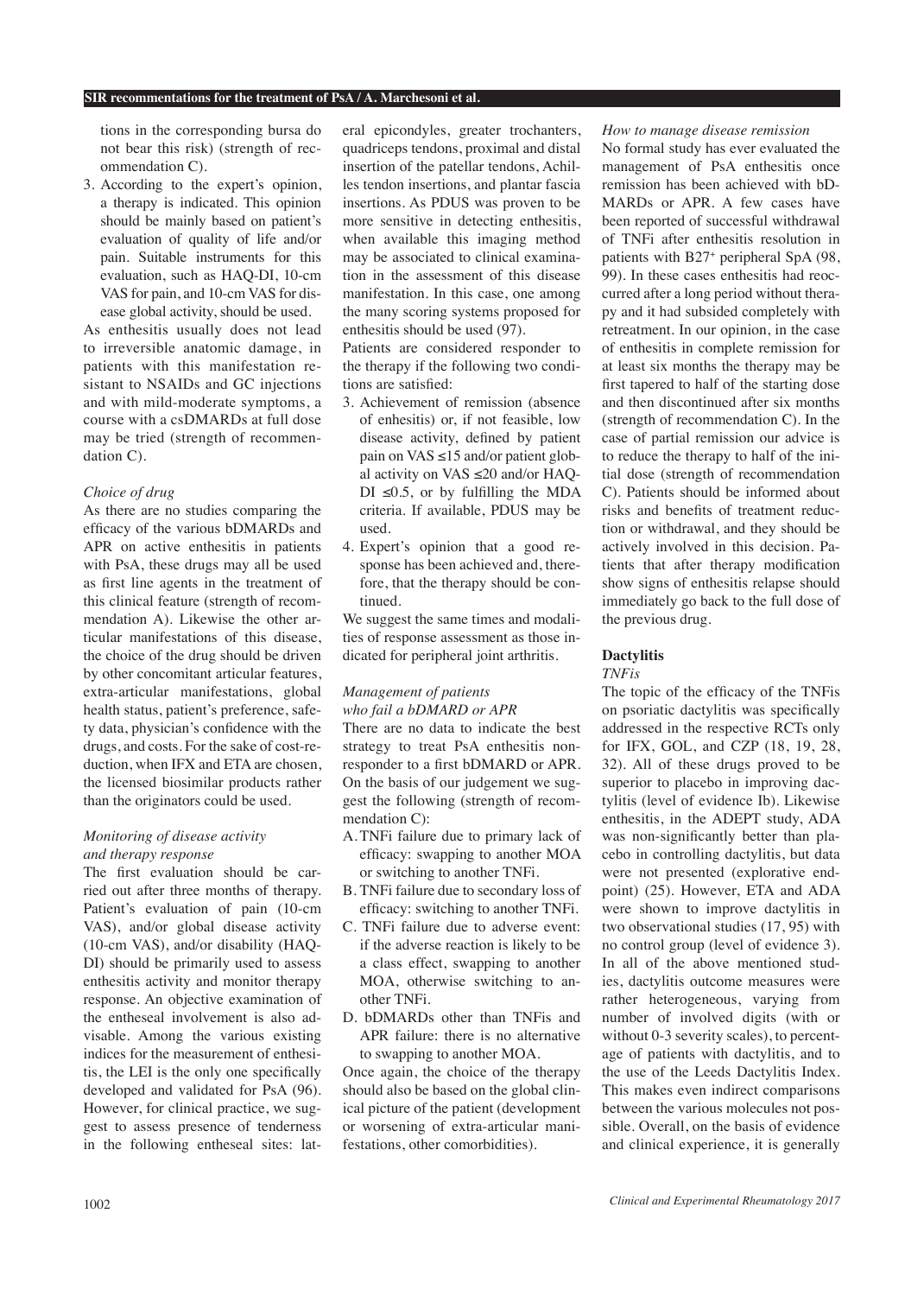tions in the corresponding bursa do not bear this risk) (strength of recommendation C).

3. According to the expert's opinion, a therapy is indicated. This opinion should be mainly based on patient's evaluation of quality of life and/or pain. Suitable instruments for this evaluation, such as HAQ-DI, 10-cm VAS for pain, and 10-cm VAS for disease global activity, should be used.

As enthesitis usually does not lead to irreversible anatomic damage, in patients with this manifestation resistant to NSAIDs and GC injections and with mild-moderate symptoms, a course with a csDMARDs at full dose may be tried (strength of recommendation C).

*Choice of drug*

As there are no studies comparing the efficacy of the various bDMARDs and APR on active enthesitis in patients with PsA, these drugs may all be used as first line agents in the treatment of this clinical feature (strength of recommendation A). Likewise the other articular manifestations of this disease, the choice of the drug should be driven by other concomitant articular features, extra-articular manifestations, global health status, patient's preference, safety data, physician's confidence with the drugs, and costs. For the sake of cost-reduction, when IFX and ETA are chosen, the licensed biosimilar products rather than the originators could be used.

*Monitoring of disease activity and therapy response*

The first evaluation should be carried out after three months of therapy. Patient's evaluation of pain (10-cm VAS), and/or global disease activity (10-cm VAS), and/or disability (HAQ-DI) should be primarily used to assess enthesitis activity and monitor therapy response. An objective examination of the entheseal involvement is also advisable. Among the various existing indices for the measurement of enthesitis, the LEI is the only one specifically developed and validated for PsA (96). However, for clinical practice, we suggest to assess presence of tenderness in the following entheseal sites: lateral epicondyles, greater trochanters, quadriceps tendons, proximal and distal insertion of the patellar tendons, Achilles tendon insertions, and plantar fascia insertions. As PDUS was proven to be more sensitive in detecting enthesitis, when available this imaging method may be associated to clinical examination in the assessment of this disease manifestation. In this case, one among the many scoring systems proposed for enthesitis should be used (97).

Patients are considered responder to the therapy if the following two conditions are satisfied:

3. Achievement of remission (absence of enthesitis) or, if not feasible, low disease activity, defined by patient pain on VAS ≤15 and/or patient global activity on VAS ≤20 and/or HAQ-DI ≤0.5, or by fulfilling the MDA criteria. If available, PDUS may be used.
4. Expert's opinion that a good response has been achieved and, therefore, that the therapy should be continued.

We suggest the same times and modalities of response assessment as those indicated for peripheral joint arthritis.

*Management of patients who fail a bDMARD or APR*

There are no data to indicate the best strategy to treat PsA enthesitis non-responder to a first bDMARD or APR. On the basis of our judgement we suggest the following (strength of recommendation C):

A. TNFi failure due to primary lack of efficacy: swapping to another MOA or switching to another TNFi.
B. TNFi failure due to secondary loss of efficacy: switching to another TNFi.
C. TNFi failure due to adverse event: if the adverse reaction is likely to be a class effect, swapping to another MOA, otherwise switching to another TNFi.
D. bDMARDs other than TNFis and APR failure: there is no alternative to swapping to another MOA.

Once again, the choice of the therapy should also be based on the global clinical picture of the patient (development or worsening of extra-articular manifestations, other comorbidities).

*How to manage disease remission*

No formal study has ever evaluated the management of PsA enthesitis once remission has been achieved with bDMARDs or APR. A few cases have been reported of successful withdrawal of TNFi after enthesitis resolution in patients with B27+ peripheral SpA (98, 99). In these cases enthesitis had reoccurred after a long period without therapy and it had subsided completely with retreatment. In our opinion, in the case of enthesitis in complete remission for at least six months the therapy may be first tapered to half of the starting dose and then discontinued after six months (strength of recommendation C). In the case of partial remission our advice is to reduce the therapy to half of the initial dose (strength of recommendation C). Patients should be informed about risks and benefits of treatment reduction or withdrawal, and they should be actively involved in this decision. Patients that after therapy modification show signs of enthesitis relapse should immediately go back to the full dose of the previous drug.

### Dactylitis

*TNFis*

The topic of the efficacy of the TNFis on psoriatic dactylitis was specifically addressed in the respective RCTs only for IFX, GOL, and CZP (18, 19, 28, 32). All of these drugs proved to be superior to placebo in improving dactylitis (level of evidence Ib). Likewise enthesitis, in the ADEPT study, ADA was non-significantly better than placebo in controlling dactylitis, but data were not presented (explorative endpoint) (25). However, ETA and ADA were shown to improve dactylitis in two observational studies (17, 95) with no control group (level of evidence 3). In all of the above mentioned studies, dactylitis outcome measures were rather heterogeneous, varying from number of involved digits (with or without 0-3 severity scales), to percentage of patients with dactylitis, and to the use of the Leeds Dactylitis Index. This makes even indirect comparisons between the various molecules not possible. Overall, on the basis of evidence and clinical experience, it is generally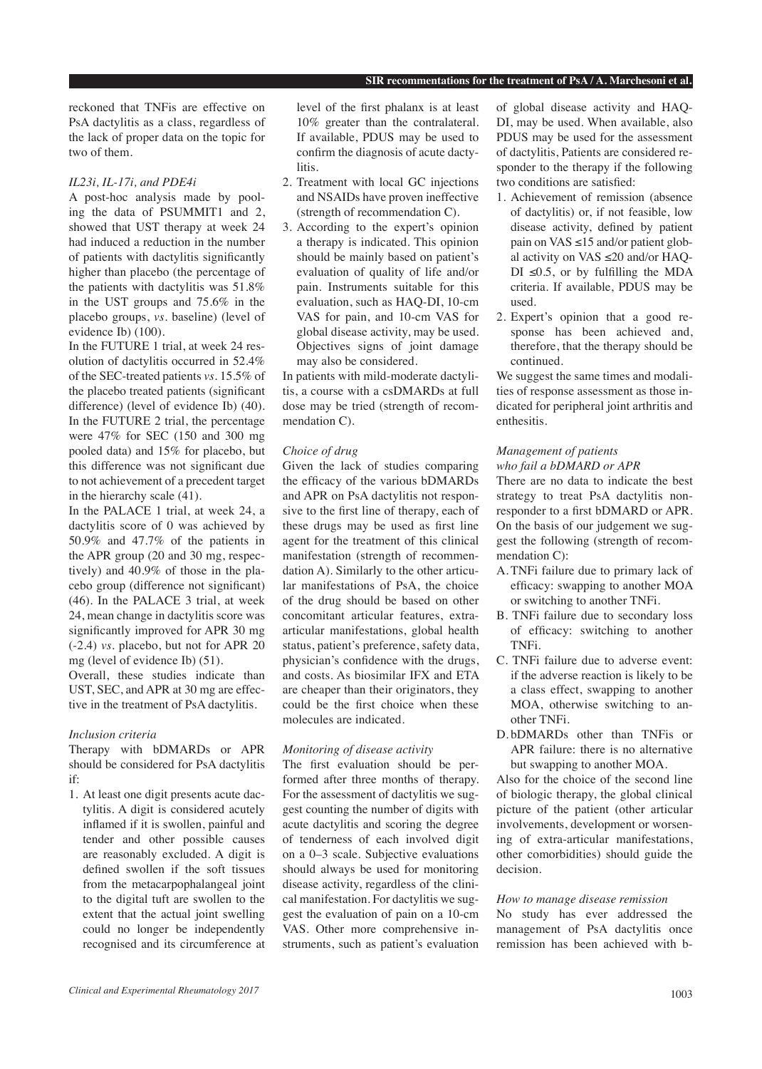reckoned that TNFis are effective on PsA dactylitis as a class, regardless of the lack of proper data on the topic for two of them.

*IL23i, IL-17i, and PDE4i*

A post-hoc analysis made by pooling the data of PSUMMIT1 and 2, showed that UST therapy at week 24 had induced a reduction in the number of patients with dactylitis significantly higher than placebo (the percentage of the patients with dactylitis was 51.8% in the UST groups and 75.6% in the placebo groups, *vs.* baseline) (level of evidence Ib) (100).

In the FUTURE 1 trial, at week 24 resolution of dactylitis occurred in 52.4% of the SEC-treated patients *vs.* 15.5% of the placebo treated patients (significant difference) (level of evidence Ib) (40). In the FUTURE 2 trial, the percentage were 47% for SEC (150 and 300 mg pooled data) and 15% for placebo, but this difference was not significant due to not achievement of a precedent target in the hierarchy scale (41).

In the PALACE 1 trial, at week 24, a dactylitis score of 0 was achieved by 50.9% and 47.7% of the patients in the APR group (20 and 30 mg, respectively) and 40.9% of those in the placebo group (difference not significant) (46). In the PALACE 3 trial, at week 24, mean change in dactylitis score was significantly improved for APR 30 mg (-2.4) *vs.* placebo, but not for APR 20 mg (level of evidence Ib) (51).

Overall, these studies indicate than UST, SEC, and APR at 30 mg are effective in the treatment of PsA dactylitis.

*Inclusion criteria*

Therapy with bDMARDs or APR should be considered for PsA dactylitis if:

1. At least one digit presents acute dactylitis. A digit is considered acutely inflamed if it is swollen, painful and tender and other possible causes are reasonably excluded. A digit is defined swollen if the soft tissues from the metacarpophalangeal joint to the digital tuft are swollen to the extent that the actual joint swelling could no longer be independently recognised and its circumference at level of the first phalanx is at least 10% greater than the contralateral. If available, PDUS may be used to confirm the diagnosis of acute dactylitis.
2. Treatment with local GC injections and NSAIDs have proven ineffective (strength of recommendation C).
3. According to the expert's opinion a therapy is indicated. This opinion should be mainly based on patient's evaluation of quality of life and/or pain. Instruments suitable for this evaluation, such as HAQ-DI, 10-cm VAS for pain, and 10-cm VAS for global disease activity, may be used. Objectives signs of joint damage may also be considered.

In patients with mild-moderate dactylitis, a course with a csDMARDs at full dose may be tried (strength of recommendation C).

*Choice of drug*

Given the lack of studies comparing the efficacy of the various bDMARDs and APR on PsA dactylitis not responsive to the first line of therapy, each of these drugs may be used as first line agent for the treatment of this clinical manifestation (strength of recommendation A). Similarly to the other articular manifestations of PsA, the choice of the drug should be based on other concomitant articular features, extra-articular manifestations, global health status, patient's preference, safety data, physician's confidence with the drugs, and costs. As biosimilar IFX and ETA are cheaper than their originators, they could be the first choice when these molecules are indicated.

*Monitoring of disease activity*

The first evaluation should be performed after three months of therapy. For the assessment of dactylitis we suggest counting the number of digits with acute dactylitis and scoring the degree of tenderness of each involved digit on a 0–3 scale. Subjective evaluations should always be used for monitoring disease activity, regardless of the clinical manifestation. For dactylitis we suggest the evaluation of pain on a 10-cm VAS. Other more comprehensive instruments, such as patient's evaluation of global disease activity and HAQ-DI, may be used. When available, also PDUS may be used for the assessment of dactylitis, Patients are considered responder to the therapy if the following two conditions are satisfied:

1. Achievement of remission (absence of dactylitis) or, if not feasible, low disease activity, defined by patient pain on VAS ≤15 and/or patient global activity on VAS ≤20 and/or HAQ-DI ≤0.5, or by fulfilling the MDA criteria. If available, PDUS may be used.
2. Expert's opinion that a good response has been achieved and, therefore, that the therapy should be continued.

We suggest the same times and modalities of response assessment as those indicated for peripheral joint arthritis and enthesitis.

*Management of patients who fail a bDMARD or APR*

There are no data to indicate the best strategy to treat PsA dactylitis non-responder to a first bDMARD or APR. On the basis of our judgement we suggest the following (strength of recommendation C):

A. TNFi failure due to primary lack of efficacy: swapping to another MOA or switching to another TNFi.
B. TNFi failure due to secondary loss of efficacy: switching to another TNFi.
C. TNFi failure due to adverse event: if the adverse reaction is likely to be a class effect, swapping to another MOA, otherwise switching to another TNFi.
D. bDMARDs other than TNFis or APR failure: there is no alternative but swapping to another MOA.

Also for the choice of the second line of biologic therapy, the global clinical picture of the patient (other articular involvements, development or worsening of extra-articular manifestations, other comorbidities) should guide the decision.

*How to manage disease remission*

No study has ever addressed the management of PsA dactylitis once remission has been achieved with b-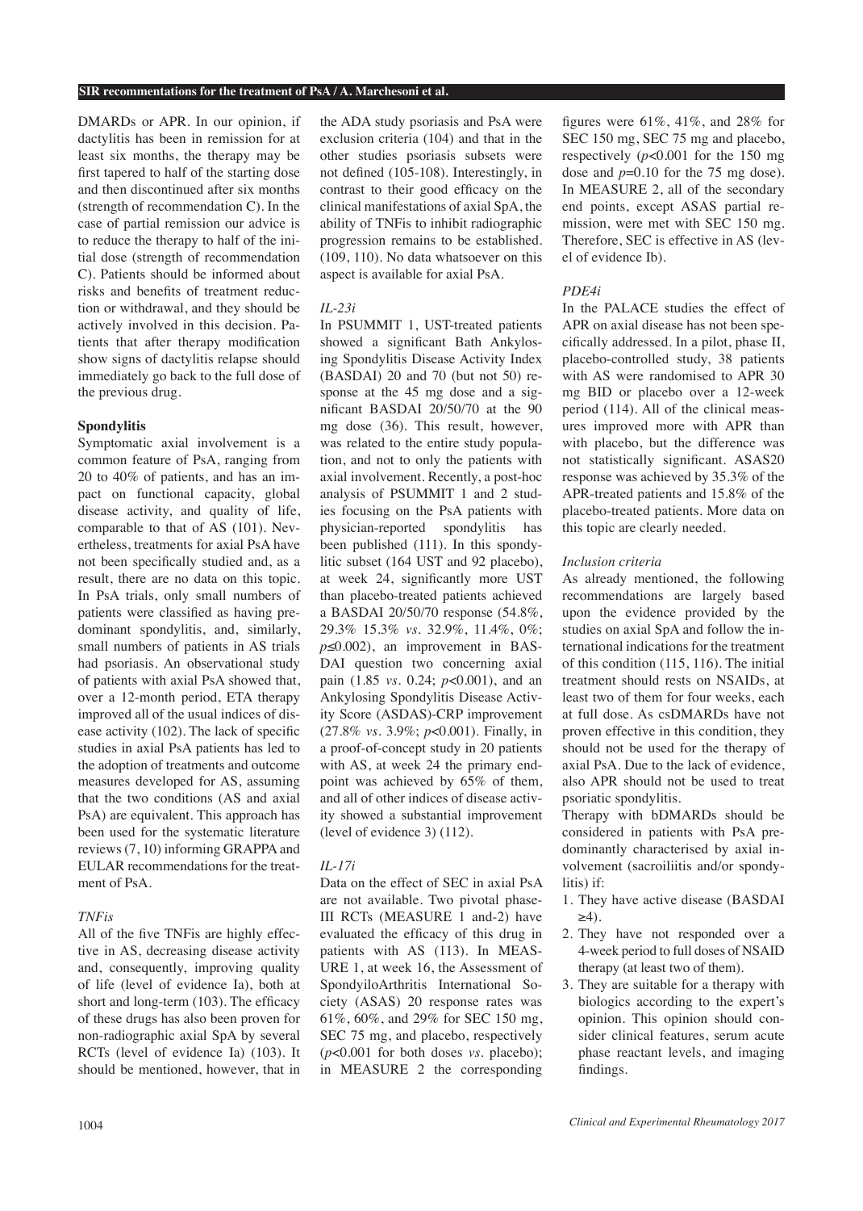DMARDs or APR. In our opinion, if dactylitis has been in remission for at least six months, the therapy may be first tapered to half of the starting dose and then discontinued after six months (strength of recommendation C). In the case of partial remission our advice is to reduce the therapy to half of the initial dose (strength of recommendation C). Patients should be informed about risks and benefits of treatment reduction or withdrawal, and they should be actively involved in this decision. Patients that after therapy modification show signs of dactylitis relapse should immediately go back to the full dose of the previous drug.

## Spondylitis

Symptomatic axial involvement is a common feature of PsA, ranging from 20 to 40% of patients, and has an impact on functional capacity, global disease activity, and quality of life, comparable to that of AS (101). Nevertheless, treatments for axial PsA have not been specifically studied and, as a result, there are no data on this topic. In PsA trials, only small numbers of patients were classified as having predominant spondylitis, and, similarly, small numbers of patients in AS trials had psoriasis. An observational study of patients with axial PsA showed that, over a 12-month period, ETA therapy improved all of the usual indices of disease activity (102). The lack of specific studies in axial PsA patients has led to the adoption of treatments and outcome measures developed for AS, assuming that the two conditions (AS and axial PsA) are equivalent. This approach has been used for the systematic literature reviews (7, 10) informing GRAPPA and EULAR recommendations for the treatment of PsA.

### *TNFis*

All of the five TNFis are highly effective in AS, decreasing disease activity and, consequently, improving quality of life (level of evidence Ia), both at short and long-term (103). The efficacy of these drugs has also been proven for non-radiographic axial SpA by several RCTs (level of evidence Ia) (103). It should be mentioned, however, that in the ADA study psoriasis and PsA were exclusion criteria (104) and that in the other studies psoriasis subsets were not defined (105-108). Interestingly, in contrast to their good efficacy on the clinical manifestations of axial SpA, the ability of TNFis to inhibit radiographic progression remains to be established. (109, 110). No data whatsoever on this aspect is available for axial PsA.

### *IL-23i*

In PSUMMIT 1, UST-treated patients showed a significant Bath Ankylosing Spondylitis Disease Activity Index (BASDAI) 20 and 70 (but not 50) response at the 45 mg dose and a significant BASDAI 20/50/70 at the 90 mg dose (36). This result, however, was related to the entire study population, and not to only the patients with axial involvement. Recently, a post-hoc analysis of PSUMMIT 1 and 2 studies focusing on the PsA patients with physician-reported spondylitis has been published (111). In this spondylitic subset (164 UST and 92 placebo), at week 24, significantly more UST than placebo-treated patients achieved a BASDAI 20/50/70 response (54.8%, 29.3% 15.3% *vs.* 32.9%, 11.4%, 0%; $p \leq 0.002$), an improvement in BASDAI question two concerning axial pain (1.85 *vs.* 0.24; $p<0.001$), and an Ankylosing Spondylitis Disease Activity Score (ASDAS)-CRP improvement (27.8% *vs.* 3.9%; $p<0.001$). Finally, in a proof-of-concept study in 20 patients with AS, at week 24 the primary endpoint was achieved by 65% of them, and all of other indices of disease activity showed a substantial improvement (level of evidence 3) (112).

### *IL-17i*

Data on the effect of SEC in axial PsA are not available. Two pivotal phase-III RCTs (MEASURE 1 and-2) have evaluated the efficacy of this drug in patients with AS (113). In MEASURE 1, at week 16, the Assessment of SpondyiloArthritis International Society (ASAS) 20 response rates was 61%, 60%, and 29% for SEC 150 mg, SEC 75 mg, and placebo, respectively ($p<0.001$ for both doses *vs.* placebo); in MEASURE 2 the corresponding figures were 61%, 41%, and 28% for SEC 150 mg, SEC 75 mg and placebo, respectively ($p<0.001$ for the 150 mg dose and $p=0.10$ for the 75 mg dose). In MEASURE 2, all of the secondary end points, except ASAS partial remission, were met with SEC 150 mg. Therefore, SEC is effective in AS (level of evidence Ib).

### *PDE4i*

In the PALACE studies the effect of APR on axial disease has not been specifically addressed. In a pilot, phase II, placebo-controlled study, 38 patients with AS were randomised to APR 30 mg BID or placebo over a 12-week period (114). All of the clinical measures improved more with APR than with placebo, but the difference was not statistically significant. ASAS20 response was achieved by 35.3% of the APR-treated patients and 15.8% of the placebo-treated patients. More data on this topic are clearly needed.

### *Inclusion criteria*

As already mentioned, the following recommendations are largely based upon the evidence provided by the studies on axial SpA and follow the international indications for the treatment of this condition (115, 116). The initial treatment should rests on NSAIDs, at least two of them for four weeks, each at full dose. As csDMARDs have not proven effective in this condition, they should not be used for the therapy of axial PsA. Due to the lack of evidence, also APR should not be used to treat psoriatic spondylitis.

Therapy with bDMARDs should be considered in patients with PsA predominantly characterised by axial involvement (sacroiliitis and/or spondylitis) if:

1. They have active disease (BASDAI $\geq 4$).
2. They have not responded over a 4-week period to full doses of NSAID therapy (at least two of them).
3. They are suitable for a therapy with biologics according to the expert's opinion. This opinion should consider clinical features, serum acute phase reactant levels, and imaging findings.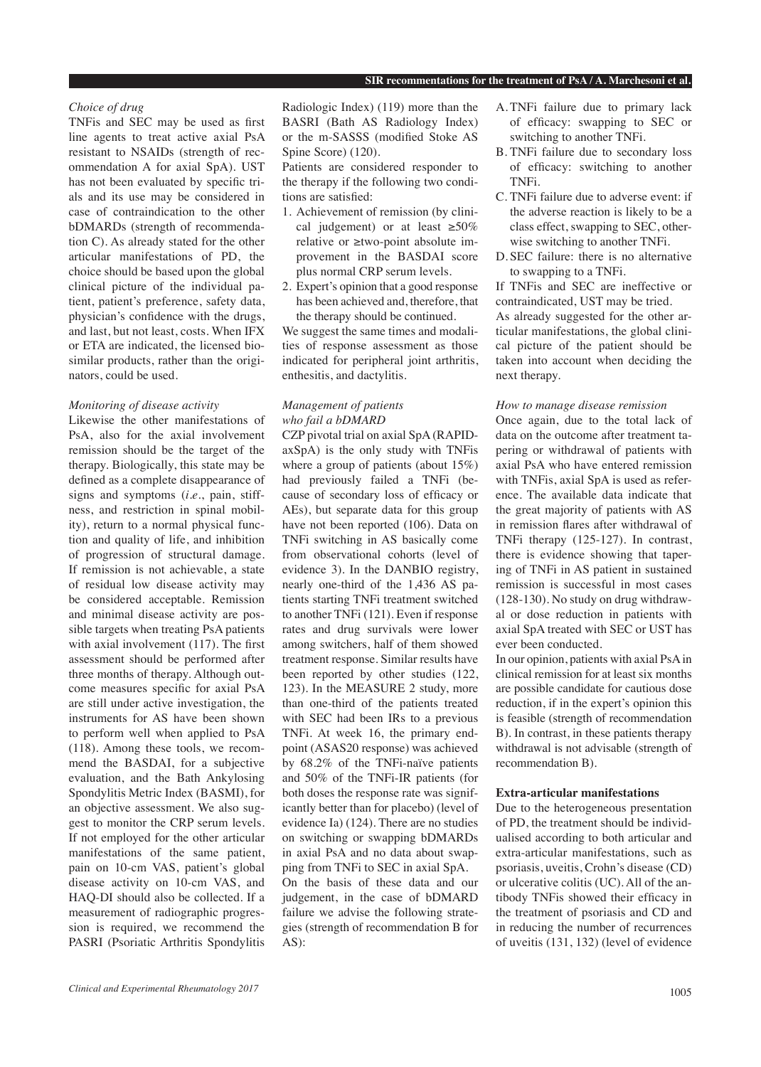*Choice of drug*

TNFis and SEC may be used as first line agents to treat active axial PsA resistant to NSAIDs (strength of recommendation A for axial SpA). UST has not been evaluated by specific trials and its use may be considered in case of contraindication to the other bDMARDs (strength of recommendation C). As already stated for the other articular manifestations of PD, the choice should be based upon the global clinical picture of the individual patient, patient's preference, safety data, physician's confidence with the drugs, and last, but not least, costs. When IFX or ETA are indicated, the licensed biosimilar products, rather than the originators, could be used.

*Monitoring of disease activity*

Likewise the other manifestations of PsA, also for the axial involvement remission should be the target of the therapy. Biologically, this state may be defined as a complete disappearance of signs and symptoms (*i.e.*, pain, stiffness, and restriction in spinal mobility), return to a normal physical function and quality of life, and inhibition of progression of structural damage. If remission is not achievable, a state of residual low disease activity may be considered acceptable. Remission and minimal disease activity are possible targets when treating PsA patients with axial involvement (117). The first assessment should be performed after three months of therapy. Although outcome measures specific for axial PsA are still under active investigation, the instruments for AS have been shown to perform well when applied to PsA (118). Among these tools, we recommend the BASDAI, for a subjective evaluation, and the Bath Ankylosing Spondylitis Metric Index (BASMI), for an objective assessment. We also suggest to monitor the CRP serum levels. If not employed for the other articular manifestations of the same patient, pain on 10-cm VAS, patient's global disease activity on 10-cm VAS, and HAQ-DI should also be collected. If a measurement of radiographic progression is required, we recommend the PASRI (Psoriatic Arthritis Spondylitis Radiologic Index) (119) more than the BASRI (Bath AS Radiology Index) or the m-SASSS (modified Stoke AS Spine Score) (120).

Patients are considered responder to the therapy if the following two conditions are satisfied:

1. Achievement of remission (by clinical judgement) or at least ≥50% relative or ≥two-point absolute improvement in the BASDAI score plus normal CRP serum levels.
2. Expert's opinion that a good response has been achieved and, therefore, that the therapy should be continued.

We suggest the same times and modalities of response assessment as those indicated for peripheral joint arthritis, enthesitis, and dactylitis.

*Management of patients who fail a bDMARD*

CZP pivotal trial on axial SpA (RAPID-axSpA) is the only study with TNFis where a group of patients (about 15%) had previously failed a TNFi (because of secondary loss of efficacy or AEs), but separate data for this group have not been reported (106). Data on TNFi switching in AS basically come from observational cohorts (level of evidence 3). In the DANBIO registry, nearly one-third of the 1,436 AS patients starting TNFi treatment switched to another TNFi (121). Even if response rates and drug survivals were lower among switchers, half of them showed treatment response. Similar results have been reported by other studies (122, 123). In the MEASURE 2 study, more than one-third of the patients treated with SEC had been IRs to a previous TNFi. At week 16, the primary endpoint (ASAS20 response) was achieved by 68.2% of the TNFi-naïve patients and 50% of the TNFi-IR patients (for both doses the response rate was significantly better than for placebo) (level of evidence Ia) (124). There are no studies on switching or swapping bDMARDs in axial PsA and no data about swapping from TNFi to SEC in axial SpA.

On the basis of these data and our judgement, in the case of bDMARD failure we advise the following strategies (strength of recommendation B for AS):

A. TNFi failure due to primary lack of efficacy: swapping to SEC or switching to another TNFi.
B. TNFi failure due to secondary loss of efficacy: switching to another TNFi.
C. TNFi failure due to adverse event: if the adverse reaction is likely to be a class effect, swapping to SEC, otherwise switching to another TNFi.
D. SEC failure: there is no alternative to swapping to a TNFi.

If TNFis and SEC are ineffective or contraindicated, UST may be tried.

As already suggested for the other articular manifestations, the global clinical picture of the patient should be taken into account when deciding the next therapy.

*How to manage disease remission*

Once again, due to the total lack of data on the outcome after treatment tapering or withdrawal of patients with axial PsA who have entered remission with TNFis, axial SpA is used as reference. The available data indicate that the great majority of patients with AS in remission flares after withdrawal of TNFi therapy (125-127). In contrast, there is evidence showing that tapering of TNFi in AS patient in sustained remission is successful in most cases (128-130). No study on drug withdrawal or dose reduction in patients with axial SpA treated with SEC or UST has ever been conducted.

In our opinion, patients with axial PsA in clinical remission for at least six months are possible candidate for cautious dose reduction, if in the expert's opinion this is feasible (strength of recommendation B). In contrast, in these patients therapy withdrawal is not advisable (strength of recommendation B).

**Extra-articular manifestations**

Due to the heterogeneous presentation of PD, the treatment should be individualised according to both articular and extra-articular manifestations, such as psoriasis, uveitis, Crohn's disease (CD) or ulcerative colitis (UC). All of the antibody TNFis showed their efficacy in the treatment of psoriasis and CD and in reducing the number of recurrences of uveitis (131, 132) (level of evidence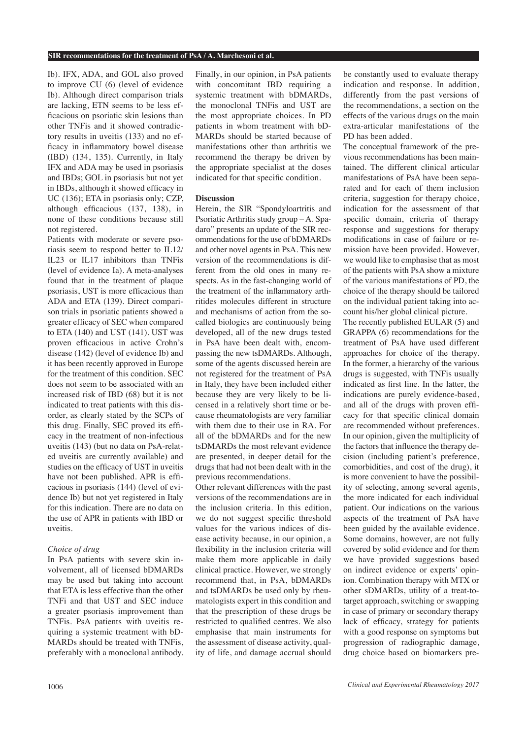Ib). IFX, ADA, and GOL also proved to improve CU (6) (level of evidence Ib). Although direct comparison trials are lacking, ETN seems to be less efficacious on psoriatic skin lesions than other TNFis and it showed contradictory results in uveitis (133) and no efficacy in inflammatory bowel disease (IBD) (134, 135). Currently, in Italy IFX and ADA may be used in psoriasis and IBDs; GOL in psoriasis but not yet in IBDs, although it showed efficacy in UC (136); ETA in psoriasis only; CZP, although efficacious (137, 138), in none of these conditions because still not registered.

Patients with moderate or severe psoriasis seem to respond better to IL12/IL23 or IL17 inhibitors than TNFis (level of evidence Ia). A meta-analyses found that in the treatment of plaque psoriasis, UST is more efficacious than ADA and ETA (139). Direct comparison trials in psoriatic patients showed a greater efficacy of SEC when compared to ETA (140) and UST (141). UST was proven efficacious in active Crohn's disease (142) (level of evidence Ib) and it has been recently approved in Europe for the treatment of this condition. SEC does not seem to be associated with an increased risk of IBD (68) but it is not indicated to treat patients with this disorder, as clearly stated by the SCPs of this drug. Finally, SEC proved its efficacy in the treatment of non-infectious uveitis (143) (but no data on PsA-related uveitis are currently available) and studies on the efficacy of UST in uveitis have not been published. APR is efficacious in psoriasis (144) (level of evidence Ib) but not yet registered in Italy for this indication. There are no data on the use of APR in patients with IBD or uveitis.

*Choice of drug*

In PsA patients with severe skin involvement, all of licensed bDMARDs may be used but taking into account that ETA is less effective than the other TNFi and that UST and SEC induce a greater psoriasis improvement than TNFis. PsA patients with uveitis requiring a systemic treatment with bDMARDs should be treated with TNFis, preferably with a monoclonal antibody. Finally, in our opinion, in PsA patients with concomitant IBD requiring a systemic treatment with bDMARDs, the monoclonal TNFis and UST are the most appropriate choices. In PD patients in whom treatment with bDMARDs should be started because of manifestations other than arthritis we recommend the therapy be driven by the appropriate specialist at the doses indicated for that specific condition.

## Discussion

Herein, the SIR "Spondyloartritis and Psoriatic Arthritis study group – A. Spadaro" presents an update of the SIR recommendations for the use of bDMARDs and other novel agents in PsA. This new version of the recommendations is different from the old ones in many respects. As in the fast-changing world of the treatment of the inflammatory arthritides molecules different in structure and mechanisms of action from the so-called biologics are continuously being developed, all of the new drugs tested in PsA have been dealt with, encompassing the new tsDMARDs. Although, some of the agents discussed herein are not registered for the treatment of PsA in Italy, they have been included either because they are very likely to be licensed in a relatively short time or because rheumatologists are very familiar with them due to their use in RA. For all of the bDMARDs and for the new tsDMARDs the most relevant evidence are presented, in deeper detail for the drugs that had not been dealt with in the previous recommendations.

Other relevant differences with the past versions of the recommendations are in the inclusion criteria. In this edition, we do not suggest specific threshold values for the various indices of disease activity because, in our opinion, a flexibility in the inclusion criteria will make them more applicable in daily clinical practice. However, we strongly recommend that, in PsA, bDMARDs and tsDMARDs be used only by rheumatologists expert in this condition and that the prescription of these drugs be restricted to qualified centres. We also emphasise that main instruments for the assessment of disease activity, quality of life, and damage accrual should be constantly used to evaluate therapy indication and response. In addition, differently from the past versions of the recommendations, a section on the effects of the various drugs on the main extra-articular manifestations of the PD has been added.

The conceptual framework of the previous recommendations has been maintained. The different clinical articular manifestations of PsA have been separated and for each of them inclusion criteria, suggestion for therapy choice, indication for the assessment of that specific domain, criteria of therapy response and suggestions for therapy modifications in case of failure or remission have been provided. However, we would like to emphasise that as most of the patients with PsA show a mixture of the various manifestations of PD, the choice of the therapy should be tailored on the individual patient taking into account his/her global clinical picture.

The recently published EULAR (5) and GRAPPA (6) recommendations for the treatment of PsA have used different approaches for choice of the therapy. In the former, a hierarchy of the various drugs is suggested, with TNFis usually indicated as first line. In the latter, the indications are purely evidence-based, and all of the drugs with proven efficacy for that specific clinical domain are recommended without preferences. In our opinion, given the multiplicity of the factors that influence the therapy decision (including patient's preference, comorbidities, and cost of the drug), it is more convenient to have the possibility of selecting, among several agents, the more indicated for each individual patient. Our indications on the various aspects of the treatment of PsA have been guided by the available evidence. Some domains, however, are not fully covered by solid evidence and for them we have provided suggestions based on indirect evidence or experts' opinion. Combination therapy with MTX or other sDMARDs, utility of a treat-to-target approach, switching or swapping in case of primary or secondary therapy lack of efficacy, strategy for patients with a good response on symptoms but progression of radiographic damage, drug choice based on biomarkers pre-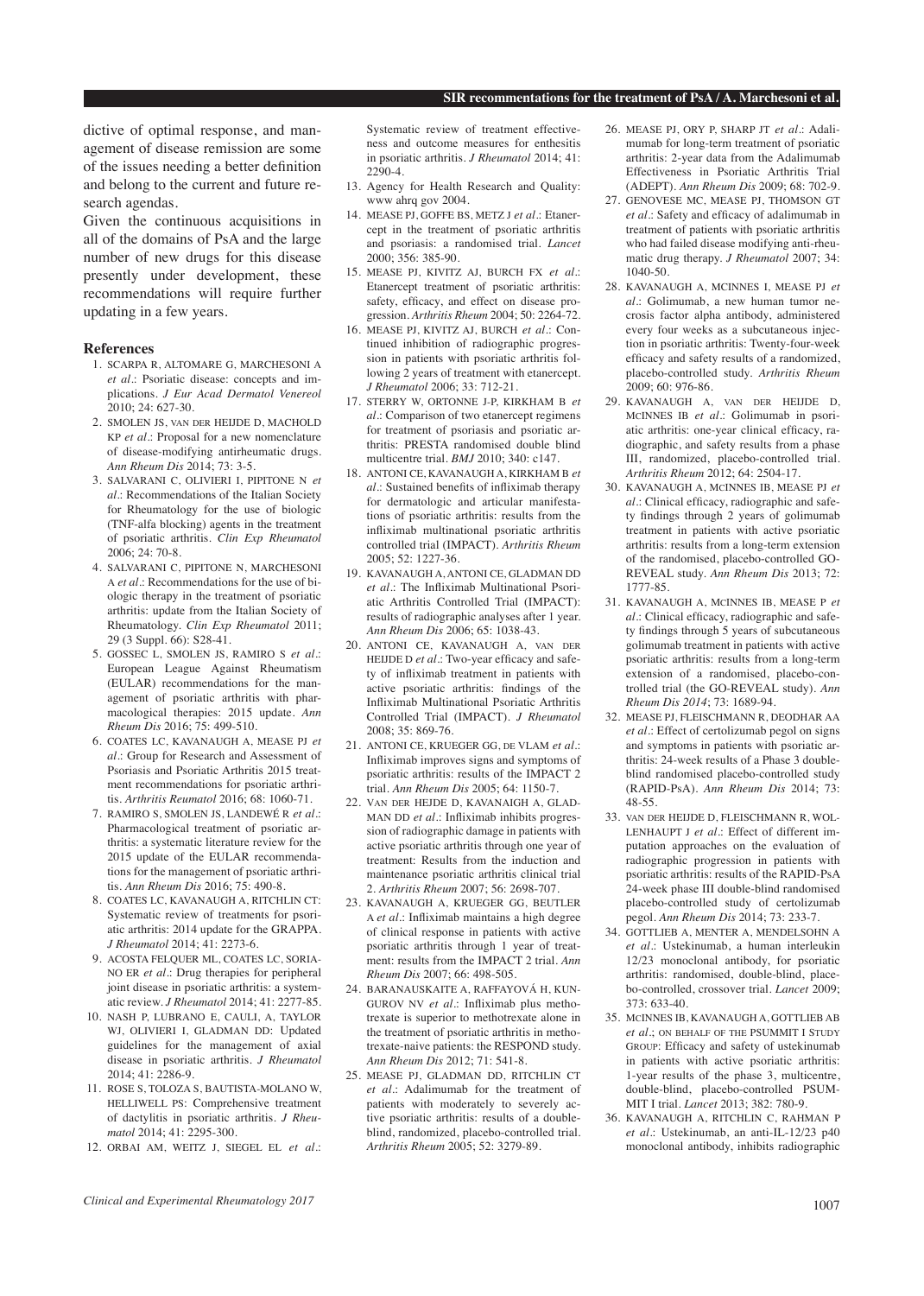dictive of optimal response, and management of disease remission are some of the issues needing a better definition and belong to the current and future research agendas.

Given the continuous acquisitions in all of the domains of PsA and the large number of new drugs for this disease presently under development, these recommendations will require further updating in a few years.

## References

1. SCARPA R, ALTOMARE G, MARCHESONI A *et al.*: Psoriatic disease: concepts and implications. *J Eur Acad Dermatol Venereol* 2010; 24: 627-30.
2. SMOLEN JS, VAN DER HEIJDE D, MACHOLD KP *et al.*: Proposal for a new nomenclature of disease-modifying antirheumatic drugs. *Ann Rheum Dis* 2014; 73: 3-5.
3. SALVARANI C, OLIVIERI I, PIPITONE N *et al.*: Recommendations of the Italian Society for Rheumatology for the use of biologic (TNF-alfa blocking) agents in the treatment of psoriatic arthritis. *Clin Exp Rheumatol* 2006; 24: 70-8.
4. SALVARANI C, PIPITONE N, MARCHESONI A *et al.*: Recommendations for the use of biologic therapy in the treatment of psoriatic arthritis: update from the Italian Society of Rheumatology. *Clin Exp Rheumatol* 2011; 29 (3 Suppl. 66): S28-41.
5. GOSSEC L, SMOLEN JS, RAMIRO S *et al.*: European League Against Rheumatism (EULAR) recommendations for the management of psoriatic arthritis with pharmacological therapies: 2015 update. *Ann Rheum Dis* 2016; 75: 499-510.
6. COATES LC, KAVANAUGH A, MEASE PJ *et al.*: Group for Research and Assessment of Psoriasis and Psoriatic Arthritis 2015 treatment recommendations for psoriatic arthritis. *Arthritis Reumatol* 2016; 68: 1060-71.
7. RAMIRO S, SMOLEN JS, LANDEWÉ R *et al.*: Pharmacological treatment of psoriatic arthritis: a systematic literature review for the 2015 update of the EULAR recommendations for the management of psoriatic arthritis. *Ann Rheum Dis* 2016; 75: 490-8.
8. COATES LC, KAVANAUGH A, RITCHLIN CT: Systematic review of treatments for psoriatic arthritis: 2014 update for the GRAPPA. *J Rheumatol* 2014; 41: 2273-6.
9. ACOSTA FELQUER ML, COATES LC, SORIANO ER *et al.*: Drug therapies for peripheral joint disease in psoriatic arthritis: a systematic review. *J Rheumatol* 2014; 41: 2277-85.
10. NASH P, LUBRANO E, CAULI, A, TAYLOR WJ, OLIVIERI I, GLADMAN DD: Updated guidelines for the management of axial disease in psoriatic arthritis. *J Rheumatol* 2014; 41: 2286-9.
11. ROSE S, TOLOZA S, BAUTISTA-MOLANO W, HELLIWELL PS: Comprehensive treatment of dactylitis in psoriatic arthritis. *J Rheumatol* 2014; 41: 2295-300.
12. ORBAI AM, WEITZ J, SIEGEL EL *et al.*: Systematic review of treatment effectiveness and outcome measures for enthesitis in psoriatic arthritis. *J Rheumatol* 2014; 41: 2290-4.
13. Agency for Health Research and Quality: www ahrq gov 2004.
14. MEASE PJ, GOFFE BS, METZ J *et al.*: Etanercept in the treatment of psoriatic arthritis and psoriasis: a randomised trial. *Lancet* 2000; 356: 385-90.
15. MEASE PJ, KIVITZ AJ, BURCH FX *et al.*: Etanercept treatment of psoriatic arthritis: safety, efficacy, and effect on disease progression. *Arthritis Rheum* 2004; 50: 2264-72.
16. MEASE PJ, KIVITZ AJ, BURCH *et al.*: Continued inhibition of radiographic progression in patients with psoriatic arthritis following 2 years of treatment with etanercept. *J Rheumatol* 2006; 33: 712-21.
17. STERRY W, ORTONNE J-P, KIRKHAM B *et al.*: Comparison of two etanercept regimens for treatment of psoriasis and psoriatic arthritis: PRESTA randomised double blind multicentre trial. *BMJ* 2010; 340: c147.
18. ANTONI CE, KAVANAUGH A, KIRKHAM B *et al.*: Sustained benefits of infliximab therapy for dermatologic and articular manifestations of psoriatic arthritis: results from the infliximab multinational psoriatic arthritis controlled trial (IMPACT). *Arthritis Rheum* 2005; 52: 1227-36.
19. KAVANAUGH A, ANTONI CE, GLADMAN DD *et al.*: The Infliximab Multinational Psoriatic Arthritis Controlled Trial (IMPACT): results of radiographic analyses after 1 year. *Ann Rheum Dis* 2006; 65: 1038-43.
20. ANTONI CE, KAVANAUGH A, VAN DER HEIJDE D *et al.*: Two-year efficacy and safety of infliximab treatment in patients with active psoriatic arthritis: findings of the Infliximab Multinational Psoriatic Arthritis Controlled Trial (IMPACT). *J Rheumatol* 2008; 35: 869-76.
21. ANTONI CE, KRUEGER GG, DE VLAM *et al.*: Infliximab improves signs and symptoms of psoriatic arthritis: results of the IMPACT 2 trial. *Ann Rheum Dis* 2005; 64: 1150-7.
22. VAN DER HEJDE D, KAVANAIGH A, GLADMAN DD *et al.*: Infliximab inhibits progression of radiographic damage in patients with active psoriatic arthritis through one year of treatment: Results from the induction and maintenance psoriatic arthritis clinical trial 2. *Arthritis Rheum* 2007; 56: 2698-707.
23. KAVANAUGH A, KRUEGER GG, BEUTLER A *et al.*: Infliximab maintains a high degree of clinical response in patients with active psoriatic arthritis through 1 year of treatment: results from the IMPACT 2 trial. *Ann Rheum Dis* 2007; 66: 498-505.
24. BARANAUSKAITE A, RAFFAYOVÁ H, KUNGUROV NV *et al.*: Infliximab plus methotrexate is superior to methotrexate alone in the treatment of psoriatic arthritis in methotrexate-naive patients: the RESPOND study. *Ann Rheum Dis* 2012; 71: 541-8.
25. MEASE PJ, GLADMAN DD, RITCHLIN CT *et al.*: Adalimumab for the treatment of patients with moderately to severely active psoriatic arthritis: results of a double-blind, randomized, placebo-controlled trial. *Arthritis Rheum* 2005; 52: 3279-89.
26. MEASE PJ, ORY P, SHARP JT *et al.*: Adalimumab for long-term treatment of psoriatic arthritis: 2-year data from the Adalimumab Effectiveness in Psoriatic Arthritis Trial (ADEPT). *Ann Rheum Dis* 2009; 68: 702-9.
27. GENOVESE MC, MEASE PJ, THOMSON GT *et al.*: Safety and efficacy of adalimumab in treatment of patients with psoriatic arthritis who had failed disease modifying anti-rheumatic drug therapy. *J Rheumatol* 2007; 34: 1040-50.
28. KAVANAUGH A, MCINNES I, MEASE PJ *et al.*: Golimumab, a new human tumor necrosis factor alpha antibody, administered every four weeks as a subcutaneous injection in psoriatic arthritis: Twenty-four-week efficacy and safety results of a randomized, placebo-controlled study. *Arthritis Rheum* 2009; 60: 976-86.
29. KAVANAUGH A, VAN DER HEIJDE D, MCINNES IB *et al.*: Golimumab in psoriatic arthritis: one-year clinical efficacy, radiographic, and safety results from a phase III, randomized, placebo-controlled trial. *Arthritis Rheum* 2012; 64: 2504-17.
30. KAVANAUGH A, MCINNES IB, MEASE PJ *et al.*: Clinical efficacy, radiographic and safety findings through 2 years of golimumab treatment in patients with active psoriatic arthritis: results from a long-term extension of the randomised, placebo-controlled GO-REVEAL study. *Ann Rheum Dis* 2013; 72: 1777-85.
31. KAVANAUGH A, MCINNES IB, MEASE P *et al.*: Clinical efficacy, radiographic and safety findings through 5 years of subcutaneous golimumab treatment in patients with active psoriatic arthritis: results from a long-term extension of a randomised, placebo-controlled trial (the GO-REVEAL study). *Ann Rheum Dis 2014*; 73: 1689-94.
32. MEASE PJ, FLEISCHMANN R, DEODHAR AA *et al.*: Effect of certolizumab pegol on signs and symptoms in patients with psoriatic arthritis: 24-week results of a Phase 3 double-blind randomised placebo-controlled study (RAPID-PsA). *Ann Rheum Dis* 2014; 73: 48-55.
33. VAN DER HEIJDE D, FLEISCHMANN R, WOLLENHAUPT J *et al.*: Effect of different imputation approaches on the evaluation of radiographic progression in patients with psoriatic arthritis: results of the RAPID-PsA 24-week phase III double-blind randomised placebo-controlled study of certolizumab pegol. *Ann Rheum Dis* 2014; 73: 233-7.
34. GOTTLIEB A, MENTER A, MENDELSOHN A *et al.*: Ustekinumab, a human interleukin 12/23 monoclonal antibody, for psoriatic arthritis: randomised, double-blind, placebo-controlled, crossover trial. *Lancet* 2009; 373: 633-40.
35. MCINNES IB, KAVANAUGH A, GOTTLIEB AB *et al.*; ON BEHALF OF THE PSUMMIT I STUDY GROUP: Efficacy and safety of ustekinumab in patients with active psoriatic arthritis: 1-year results of the phase 3, multicentre, double-blind, placebo-controlled PSUMMIT I trial. *Lancet* 2013; 382: 780-9.
36. KAVANAUGH A, RITCHLIN C, RAHMAN P *et al.*: Ustekinumab, an anti-IL-12/23 p40 monoclonal antibody, inhibits radiographic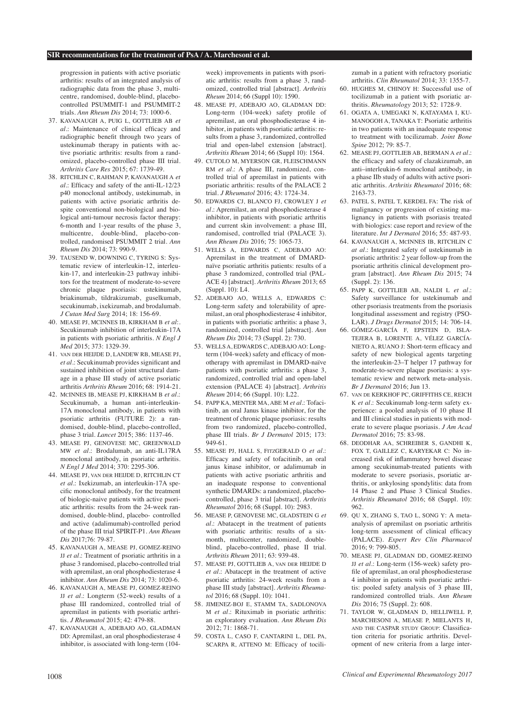progression in patients with active psoriatic arthritis: results of an integrated analysis of radiographic data from the phase 3, multicentre, randomised, double-blind, placebo-controlled PSUMMIT-1 and PSUMMIT-2 trials. *Ann Rheum Dis* 2014; 73: 1000-6.

37. KAVANAUGH A, PUIG L, GOTTLIEB AB *et al.*: Maintenance of clinical efficacy and radiographic benefit through two years of ustekinumab therapy in patients with active psoriatic arthritis: results from a randomized, placebo-controlled phase III trial. *Arthritis Care Res* 2015; 67: 1739-49.
38. RITCHLIN C, RAHMAN P, KAVANAUGH A *et al.*: Efficacy and safety of the anti-IL-12/23 p40 monoclonal antibody, ustekinumab, in patients with active psoriatic arthritis despite conventional non-biological and biological anti-tumour necrosis factor therapy: 6-month and 1-year results of the phase 3, multicentre, double-blind, placebo-controlled, randomised PSUMMIT 2 trial. *Ann Rheum Dis* 2014; 73: 990-9.
39. TAUSEND W, DOWNING C, TYRING S: Systematic review of interleukin-12, interleukin-17, and interleukin-23 pathway inhibitors for the treatment of moderate-to-severe chronic plaque psoriasis: ustekinumab, briakinumab, tildrakizumab, guselkumab, secukinumab, ixekizumab, and brodalumab. *J Cutan Med Surg* 2014; 18: 156-69.
40. MEASE PJ, MCINNES IB, KIRKHAM B *et al*:. Secukinumab inhibition of interleukin-17A in patients with psoriatic arthritis. *N Engl J Med* 2015; 373: 1329-39.
41. VAN DER HEIJDE D, LANDEW RB, MEASE PJ, *et al.*: Secukinumab provides significant and sustained inhibition of joint structural damage in a phase III study of active psoriatic arthritis *Arthritis Rheum* 2016; 68: 1914-21.
42. MCINNES IB, MEASE PJ, KIRKHAM B *et al.*: Secukinumab, a human anti-interleukin-17A monoclonal antibody, in patients with psoriatic arthritis (FUTURE 2): a randomised, double-blind, placebo-controlled, phase 3 trial. *Lancet* 2015; 386: 1137-46.
43. MEASE PJ, GENOVESE MC, GREENWALD MW *et al.*: Brodalumab, an anti-IL17RA monoclonal antibody, in psoriatic arthritis. *N Engl J Med* 2014; 370: 2295-306.
44. MEASE PJ, VAN DER HEIJDE D, RITCHLIN CT *et al.*: Ixekizumab, an interleukin-17A specific monoclonal antibody, for the treatment of biologic-naive patients with active psoriatic arthritis: results from the 24-week randomised, double-blind, placebo- controlled and active (adalimumab)-controlled period of the phase III trial SPIRIT-P1. *Ann Rheum Dis* 2017;76: 79-87.
45. KAVANAUGH A, MEASE PJ, GOMEZ-REINO JJ *et al.*: Treatment of psoriatic arthritis in a phase 3 randomised, placebo-controlled trial with apremilast, an oral phosphodiesterase 4 inhibitor. *Ann Rheum Dis* 2014; 73: 1020-6.
46. KAVANAUGH A, MEASE PJ, GOMEZ-REINO JJ *et al.*: Longterm (52-week) results of a phase III randomized, controlled trial of apremilast in patients with psoriatic arthritis. *J Rheumatol* 2015; 42: 479-88.
47. KAVANAUGH A, ADEBAJO AO, GLADMAN DD: Apremilast, an oral phosphodiesterase 4 inhibitor, is associated with long-term (104-week) improvements in patients with psoriatic arthritis: results from a phase 3, randomized, controlled trial [abstract]. *Arthritis Rheum* 2014; 66 (Suppl 10): 1590.
48. MEASE PJ, ADEBAJO AO, GLADMAN DD: Long-term (104-week) safety profile of apremilast, an oral phosphodiesterase 4 inhibitor, in patients with psoriatic arthritis: results from a phase 3, randomized, controlled trial and open-label extension [abstract]. *Arthritis Rheum* 2014; 66 (Suppl 10): 1564.
49. CUTOLO M, MYERSON GR, FLEISCHMANN RM *et al.*: A phase III, randomized, controlled trial of apremilast in patients with psoriatic arthritis: results of the PALACE 2 trial. *J Rheumatol* 2016; 43: 1724-34.
50. EDWARDS CJ, BLANCO FJ, CROWLEY J *et al.*: Apremilast, an oral phosphodiesterase 4 inhibitor, in patients with psoriatic arthritis and current skin involvement: a phase III, randomised, controlled trial (PALACE 3). *Ann Rheum Dis* 2016; 75: 1065-73.
51. WELLS A, EDWARDS C, ADEBAJO AO: Apremilast in the treatment of DMARD-naïve psoriatic arthritis patients: results of a phase 3 randomized, controlled trial (PALACE 4) [abstract]. *Arthritis Rheum* 2013; 65 (Suppl. 10): L4.
52. ADEBAJO AO, WELLS A, EDWARDS C: Long-term safety and tolerabiility of apremilast, an oral phosphodiesterase 4 inhibitor, in patients with psoriatic arthritis: a phase 3, randomized, controlled trial [abstract]. *Ann Rheum Dis* 2014; 73 (Suppl. 2): 730.
53. WELLS A, EDWARDS C, ADEBAJO AO: Long-term (104-week) safety and efficacy of monotherapy with apremilast in DMARD-naïve patients with psoriatic arthritis: a phase 3, randomized, controlled trial and open-label extension (PALACE 4) [abstract]. *Arthritis Rheum* 2014; 66 (Suppl. 10): L22.
54. PAPP KA, MENTER MA, ABE M *et al.*: Tofacitinib, an oral Janus kinase inhibitor, for the treatment of chronic plaque psoriasis: results from two randomized, placebo-controlled, phase III trials. *Br J Dermatol* 2015; 173: 949-61.
55. MEASE PJ, HALL S, FITZGERALD O *et al.*: Efficacy and safety of tofacitinib, an oral janus kinase inhibitor, or adalimumab in patients with active psoriatic arthritis and an inadequate response to conventional synthetic DMARDs: a randomized, placebo-controlled, phase 3 trial [abstract]. *Arthritis Rheumatol* 2016; 68 (Suppl. 10): 2983.
56. MEASE P, GENOVESE MC, GLADSTEIN G *et al.*: Abatacept in the treatment of patients with psoriatic arthritis: results of a six-month, multicenter, randomized, double-blind, placebo-controlled, phase II trial. *Arthritis Rheum* 2011; 63: 939-48.
57. MEASE PJ, GOTTLIEB A, VAN DER HEIJDE D *et al.*: Abatacept in the treatment of active psoriatic arthritis: 24-week results from a phase III study [abstract]. *Arthritis Rheumatol* 2016; 68 (Suppl. 10): 1041.
58. JIMENEZ-BOJ E, STAMM TA, SADLONOVA M *et al.*: Rituximab in psoriatic arthritis: an exploratory evaluation. *Ann Rheum Dis* 2012; 71: 1868-71.
59. COSTA L, CASO F, CANTARINI L, DEL PA, SCARPA R, ATTENO M: Efficacy of tocilizumab in a patient with refractory psoriatic arthritis. *Clin Rheumatol* 2014; 33: 1355-7.
60. HUGHES M, CHINOY H: Successful use of tocilizumab in a patient with psoriatic arthritis. *Rheumatology* 2013; 52: 1728-9.
61. OGATA A, UMEGAKI N, KATAYAMA I, KUMANOGOH A, TANAKA T: Psoriatic arthritis in two patients with an inadequate response to treatment with tocilizumab. *Joint Bone Spine* 2012; 79: 85-7.
62. MEASE PJ, GOTTLIEB AB, BERMAN A *et al.*: the efficacy and safety of clazakizumab, an anti–interleukin-6 monoclonal antibody, in a phase IIb study of adults with active psoriatic arthritis. *Arthritis Rheumatol* 2016; 68: 2163-73.
63. PATEL S, PATEL T, KERDEL FA: The risk of malignancy or progression of existing malignancy in patients with psoriasis treated with biologics: case report and review of the literature. *Int J Dermatol* 2016; 55: 487-93.
64. KAVANAUGH A, MCINNES IB, RITCHLIN C *at al.*: Integrated safety of ustekinumab in psoriatic arthritis: 2 year follow-up from the psoriatic arthritis clinical development program [abstract]. *Ann Rheum Dis* 2015; 74 (Suppl. 2): 136.
65. PAPP K, GOTTLIEB AB, NALDI L *et al.*: Safety surveillance for ustekinumab and other psoriasis treatments from the psoriasis longitudinal assessment and registry (PSOLAR). *J Drugs Dermatol* 2015; 14: 706-14.
66. GÓMEZ-GARCÍA F, EPSTEIN D, ISLA-TEJERA B, LORENTE A, VÉLEZ GARCÍA-NIETO A, RUANO J: Short-term efficacy and safety of new biological agents targeting the interleukin-23–T helper 17 pathway for moderate-to-severe plaque psoriasis: a systematic review and network meta-analysis. *Br J Dermatol* 2016; Jun 13.
67. VAN DE KERKHOF PC, GRIFFITHS CE, REICH K *et al.*: Secukinumab long-term safety experience: a pooled analysis of 10 phase II and III clinical studies in patients with moderate to severe plaque psoriasis. *J Am Acad Dermatol* 2016; 75: 83-98.
68. DEODHAR AA, SCHREIBER S, GANDHI K, FOX T, GAILLEZ C, KARYEKAR C: No increased risk of inflammatory bowel disease among secukinumab-treated patients with moderate to severe psoriasis, psoriatic arthritis, or ankylosing spondylitis: data from 14 Phase 2 and Phase 3 Clinical Studies. *Arthritis Rheumatol* 2016; 68 (Suppl. 10): 962.
69. QU X, ZHANG S, TAO L, SONG Y: A meta-analysis of apremilast on psoriatic arthritis long-term assessment of clinical efficacy (PALACE). *Expert Rev Clin Pharmacol* 2016; 9: 799-805.
70. MEASE PJ, GLADMAN DD, GOMEZ-REINO JJ *et al.*: Long-term (156-week) safety profile of apremilast, an oral phosphodiesterase 4 inhibitor in patients with psoriatic arthritis: pooled safety analysis of 3 phase III, randomized controlled trials. *Ann Rheum Dis* 2016; 75 (Suppl. 2): 608.
71. TAYLOR W, GLADMAN D, HELLIWELL P, MARCHESONI A, MEASE P, MIELANTS H, AND THE CASPAR STUDY GROUP: Classification criteria for psoriatic arthritis. Development of new criteria from a large inter-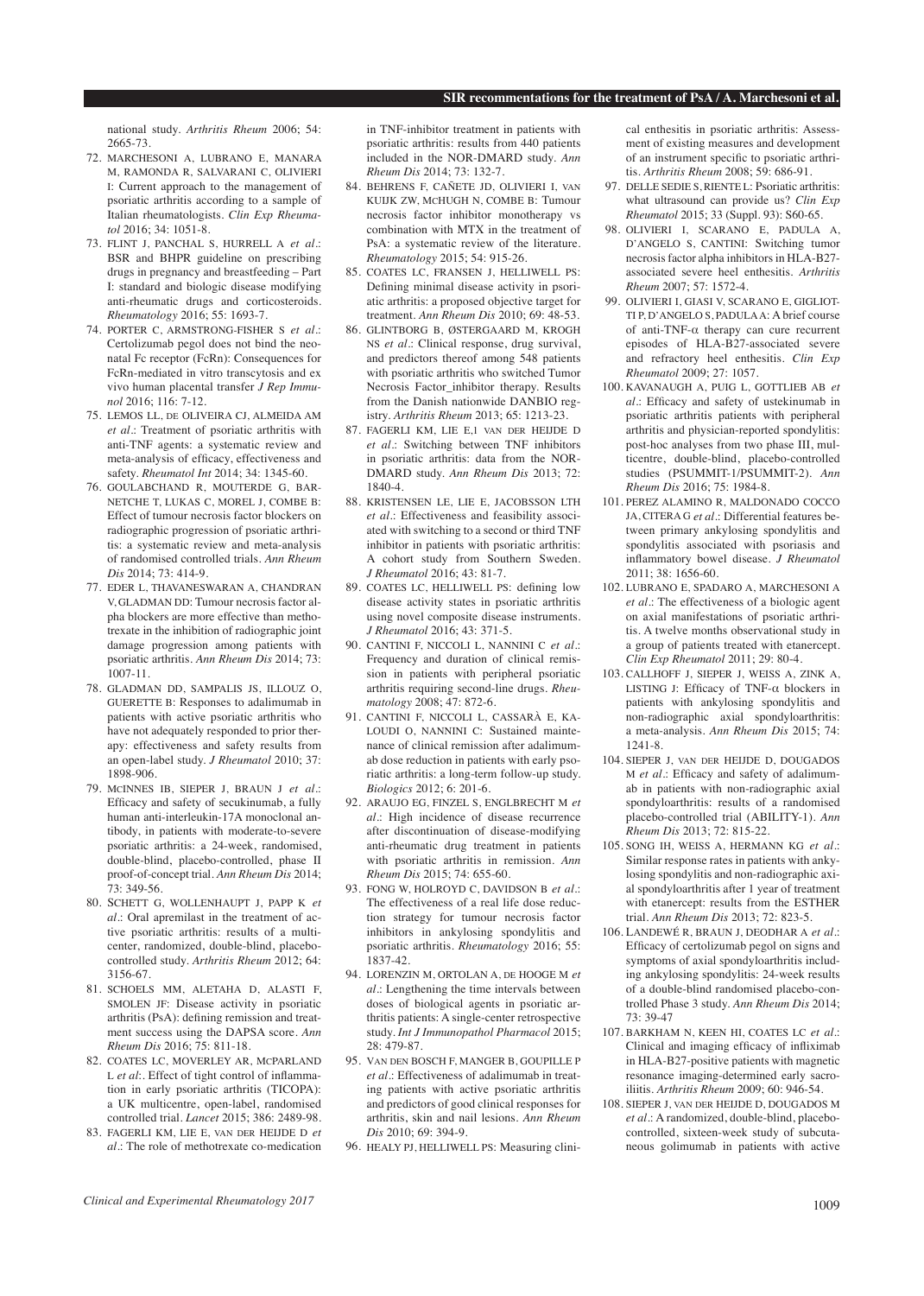national study. *Arthritis Rheum* 2006; 54: 2665-73.

72. MARCHESONI A, LUBRANO E, MANARA M, RAMONDA R, SALVARANI C, OLIVIERI I: Current approach to the management of psoriatic arthritis according to a sample of Italian rheumatologists. *Clin Exp Rheumatol* 2016; 34: 1051-8.
73. FLINT J, PANCHAL S, HURRELL A *et al.*: BSR and BHPR guideline on prescribing drugs in pregnancy and breastfeeding – Part I: standard and biologic disease modifying anti-rheumatic drugs and corticosteroids. *Rheumatology* 2016; 55: 1693-7.
74. PORTER C, ARMSTRONG-FISHER S *et al.*: Certolizumab pegol does not bind the neonatal Fc receptor (FcRn): Consequences for FcRn-mediated in vitro transcytosis and ex vivo human placental transfer *J Rep Immunol* 2016; 116: 7-12.
75. LEMOS LL, DE OLIVEIRA CJ, ALMEIDA AM *et al.*: Treatment of psoriatic arthritis with anti-TNF agents: a systematic review and meta-analysis of efficacy, effectiveness and safety. *Rheumatol Int* 2014; 34: 1345-60.
76. GOULABCHAND R, MOUTERDE G, BARNETCHE T, LUKAS C, MOREL J, COMBE B: Effect of tumour necrosis factor blockers on radiographic progression of psoriatic arthritis: a systematic review and meta-analysis of randomised controlled trials. *Ann Rheum Dis* 2014; 73: 414-9.
77. EDER L, THAVANESWARAN A, CHANDRAN V, GLADMAN DD: Tumour necrosis factor alpha blockers are more effective than methotrexate in the inhibition of radiographic joint damage progression among patients with psoriatic arthritis. *Ann Rheum Dis* 2014; 73: 1007-11.
78. GLADMAN DD, SAMPALIS JS, ILLOUZ O, GUERETTE B: Responses to adalimumab in patients with active psoriatic arthritis who have not adequately responded to prior therapy: effectiveness and safety results from an open-label study. *J Rheumatol* 2010; 37: 1898-906.
79. MCINNES IB, SIEPER J, BRAUN J *et al.*: Efficacy and safety of secukinumab, a fully human anti-interleukin-17A monoclonal antibody, in patients with moderate-to-severe psoriatic arthritis: a 24-week, randomised, double-blind, placebo-controlled, phase II proof-of-concept trial. *Ann Rheum Dis* 2014; 73: 349-56.
80. SCHETT G, WOLLENHAUPT J, PAPP K *et al.*: Oral apremilast in the treatment of active psoriatic arthritis: results of a multicenter, randomized, double-blind, placebo-controlled study. *Arthritis Rheum* 2012; 64: 3156-67.
81. SCHOELS MM, ALETAHA D, ALASTI F, SMOLEN JF: Disease activity in psoriatic arthritis (PsA): defining remission and treatment success using the DAPSA score. *Ann Rheum Dis* 2016; 75: 811-18.
82. COATES LC, MOVERLEY AR, MCPARLAND L *et al*:. Effect of tight control of inflammation in early psoriatic arthritis (TICOPA): a UK multicentre, open-label, randomised controlled trial. *Lancet* 2015; 386: 2489-98.
83. FAGERLI KM, LIE E, VAN DER HEIJDE D *et al.*: The role of methotrexate co-medication in TNF-inhibitor treatment in patients with psoriatic arthritis: results from 440 patients included in the NOR-DMARD study. *Ann Rheum Dis* 2014; 73: 132-7.
84. BEHRENS F, CAÑETE JD, OLIVIERI I, VAN KUIJK ZW, MCHUGH N, COMBE B: Tumour necrosis factor inhibitor monotherapy vs combination with MTX in the treatment of PsA: a systematic review of the literature. *Rheumatology* 2015; 54: 915-26.
85. COATES LC, FRANSEN J, HELLIWELL PS: Defining minimal disease activity in psoriatic arthritis: a proposed objective target for treatment. *Ann Rheum Dis* 2010; 69: 48-53.
86. GLINTBORG B, ØSTERGAARD M, KROGH NS *et al.*: Clinical response, drug survival, and predictors thereof among 548 patients with psoriatic arthritis who switched Tumor Necrosis Factor_inhibitor therapy. Results from the Danish nationwide DANBIO registry. *Arthritis Rheum* 2013; 65: 1213-23.
87. FAGERLI KM, LIE E,1 VAN DER HEIJDE D *et al.*: Switching between TNF inhibitors in psoriatic arthritis: data from the NOR-DMARD study. *Ann Rheum Dis* 2013; 72: 1840-4.
88. KRISTENSEN LE, LIE E, JACOBSSON LTH *et al.*: Effectiveness and feasibility associated with switching to a second or third TNF inhibitor in patients with psoriatic arthritis: A cohort study from Southern Sweden. *J Rheumatol* 2016; 43: 81-7.
89. COATES LC, HELLIWELL PS: defining low disease activity states in psoriatic arthritis using novel composite disease instruments. *J Rheumatol* 2016; 43: 371-5.
90. CANTINI F, NICCOLI L, NANNINI C *et al.*: Frequency and duration of clinical remission in patients with peripheral psoriatic arthritis requiring second-line drugs. *Rheumatology* 2008; 47: 872-6.
91. CANTINI F, NICCOLI L, CASSARÀ E, KALOUDI O, NANNINI C: Sustained maintenance of clinical remission after adalimumab dose reduction in patients with early psoriatic arthritis: a long-term follow-up study. *Biologics* 2012; 6: 201-6.
92. ARAUJO EG, FINZEL S, ENGLBRECHT M *et al.*: High incidence of disease recurrence after discontinuation of disease-modifying anti-rheumatic drug treatment in patients with psoriatic arthritis in remission. *Ann Rheum Dis* 2015; 74: 655-60.
93. FONG W, HOLROYD C, DAVIDSON B *et al.*: The effectiveness of a real life dose reduction strategy for tumour necrosis factor inhibitors in ankylosing spondylitis and psoriatic arthritis. *Rheumatology* 2016; 55: 1837-42.
94. LORENZIN M, ORTOLAN A, DE HOOGE M *et al.*: Lengthening the time intervals between doses of biological agents in psoriatic arthritis patients: A single-center retrospective study. *Int J Immunopathol Pharmacol* 2015; 28: 479-87.
95. VAN DEN BOSCH F, MANGER B, GOUPILLE P *et al.*: Effectiveness of adalimumab in treating patients with active psoriatic arthritis and predictors of good clinical responses for arthritis, skin and nail lesions. *Ann Rheum Dis* 2010; 69: 394-9.
96. HEALY PJ, HELLIWELL PS: Measuring clinical enthesitis in psoriatic arthritis: Assessment of existing measures and development of an instrument specific to psoriatic arthritis. *Arthritis Rheum* 2008; 59: 686-91.
97. DELLE SEDIE S, RIENTE L: Psoriatic arthritis: what ultrasound can provide us? *Clin Exp Rheumatol* 2015; 33 (Suppl. 93): S60-65.
98. OLIVIERI I, SCARANO E, PADULA A, D'ANGELO S, CANTINI: Switching tumor necrosis factor alpha inhibitors in HLA-B27-associated severe heel enthesitis. *Arthritis Rheum* 2007; 57: 1572-4.
99. OLIVIERI I, GIASI V, SCARANO E, GIGLIOTTI P, D'ANGELO S, PADULA A: A brief course of anti-TNF-α therapy can cure recurrent episodes of HLA-B27-associated severe and refractory heel enthesitis. *Clin Exp Rheumatol* 2009; 27: 1057.
100. KAVANAUGH A, PUIG L, GOTTLIEB AB *et al.*: Efficacy and safety of ustekinumab in psoriatic arthritis patients with peripheral arthritis and physician-reported spondylitis: post-hoc analyses from two phase III, multicentre, double-blind, placebo-controlled studies (PSUMMIT-1/PSUMMIT-2). *Ann Rheum Dis* 2016; 75: 1984-8.
101. PEREZ ALAMINO R, MALDONADO COCCO JA, CITERA G *et al.*: Differential features between primary ankylosing spondylitis and spondylitis associated with psoriasis and inflammatory bowel disease. *J Rheumatol* 2011; 38: 1656-60.
102. LUBRANO E, SPADARO A, MARCHESONI A *et al.*: The effectiveness of a biologic agent on axial manifestations of psoriatic arthritis. A twelve months observational study in a group of patients treated with etanercept. *Clin Exp Rheumatol* 2011; 29: 80-4.
103. CALLHOFF J, SIEPER J, WEISS A, ZINK A, LISTING J: Efficacy of TNF-α blockers in patients with ankylosing spondylitis and non-radiographic axial spondyloarthritis: a meta-analysis. *Ann Rheum Dis* 2015; 74: 1241-8.
104. SIEPER J, VAN DER HEIJDE D, DOUGADOS M *et al.*: Efficacy and safety of adalimumab in patients with non-radiographic axial spondyloarthritis: results of a randomised placebo-controlled trial (ABILITY-1). *Ann Rheum Dis* 2013; 72: 815-22.
105. SONG IH, WEISS A, HERMANN KG *et al.*: Similar response rates in patients with ankylosing spondylitis and non-radiographic axial spondyloarthritis after 1 year of treatment with etanercept: results from the ESTHER trial. *Ann Rheum Dis* 2013; 72: 823-5.
106. LANDEWÉ R, BRAUN J, DEODHAR A *et al.*: Efficacy of certolizumab pegol on signs and symptoms of axial spondyloarthritis including ankylosing spondylitis: 24-week results of a double-blind randomised placebo-controlled Phase 3 study. *Ann Rheum Dis* 2014; 73: 39-47
107. BARKHAM N, KEEN HI, COATES LC *et al.*: Clinical and imaging efficacy of infliximab in HLA-B27-positive patients with magnetic resonance imaging-determined early sacroiliitis. *Arthritis Rheum* 2009; 60: 946-54.
108. SIEPER J, VAN DER HEIJDE D, DOUGADOS M *et al.*: A randomized, double-blind, placebo-controlled, sixteen-week study of subcutaneous golimumab in patients with active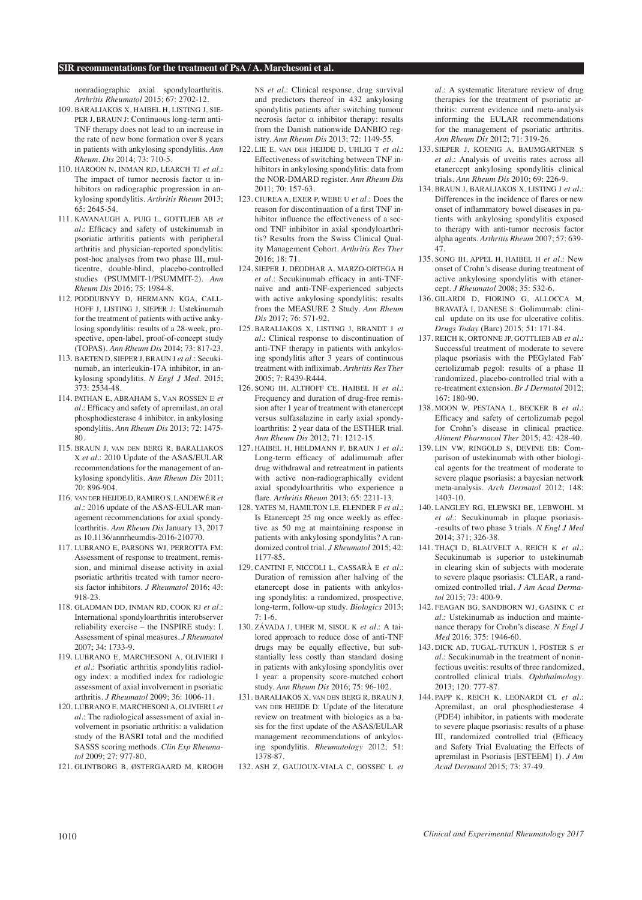nonradiographic axial spondyloarthritis. *Arthritis Rheumatol* 2015; 67: 2702-12.

109. BARALIAKOS X, HAIBEL H, LISTING J, SIEPER J, BRAUN J: Continuous long-term anti-TNF therapy does not lead to an increase in the rate of new bone formation over 8 years in patients with ankylosing spondylitis. *Ann Rheum. Dis* 2014; 73: 710-5.
110. HAROON N, INMAN RD, LEARCH TJ *et al.*: The impact of tumor necrosis factor α inhibitors on radiographic progression in ankylosing spondylitis. *Arthritis Rheum* 2013; 65: 2645-54.
111. KAVANAUGH A, PUIG L, GOTTLIEB AB *et al.*: Efficacy and safety of ustekinumab in psoriatic arthritis patients with peripheral arthritis and physician-reported spondylitis: post-hoc analyses from two phase III, multicentre, double-blind, placebo-controlled studies (PSUMMIT-1/PSUMMIT-2). *Ann Rheum Dis* 2016; 75: 1984-8.
112. PODDUBNYY D, HERMANN KGA, CALLHOFF J, LISTING J, SIEPER J: Ustekinumab for the treatment of patients with active ankylosing spondylitis: results of a 28-week, prospective, open-label, proof-of-concept study (TOPAS). *Ann Rheum Dis* 2014; 73: 817-23.
113. BAETEN D, SIEPER J, BRAUN J *et al.*: Secukinumab, an interleukin-17A inhibitor, in ankylosing spondylitis. *N Engl J Med*. 2015; 373: 2534-48.
114. PATHAN E, ABRAHAM S, VAN ROSSEN E *et al.*: Efficacy and safety of apremilast, an oral phosphodiesterase 4 inhibitor, in ankylosing spondylitis. *Ann Rheum Dis* 2013; 72: 1475-80.
115. BRAUN J, VAN DEN BERG R, BARALIAKOS X *et al.*: 2010 Update of the ASAS/EULAR recommendations for the management of ankylosing spondylitis. *Ann Rheum Dis* 2011; 70: 896-904.
116. VAN DER HEIJDE D, RAMIRO S, LANDEWÉ R *et al.*: 2016 update of the ASAS-EULAR management recommendations for axial spondyloarthritis. *Ann Rheum Dis* January 13, 2017 as 10.1136/annrheumdis-2016-210770.
117. LUBRANO E, PARSONS WJ, PERROTTA FM: Assessment of response to treatment, remission, and minimal disease activity in axial psoriatic arthritis treated with tumor necrosis factor inhibitors. *J Rheumatol* 2016; 43: 918-23.
118. GLADMAN DD, INMAN RD, COOK RJ *et al.*: International spondyloarthritis interobserver reliability exercise – the INSPIRE study: I. Assessment of spinal measures. *J Rheumatol* 2007; 34: 1733-9.
119. LUBRANO E, MARCHESONI A, OLIVIERI I *et al.*: Psoriatic arthritis spondylitis radiology index: a modified index for radiologic assessment of axial involvement in psoriatic arthritis. *J Rheumatol* 2009; 36: 1006-11.
120. LUBRANO E, MARCHESONI A, OLIVIERI I *et al.*: The radiological assessment of axial involvement in psoriatic arthritis: a validation study of the BASRI total and the modified SASSS scoring methods. *Clin Exp Rheumatol* 2009; 27: 977-80.
121. GLINTBORG B, ØSTERGAARD M, KROGH NS *et al.*: Clinical response, drug survival and predictors thereof in 432 ankylosing spondylitis patients after switching tumour necrosis factor α inhibitor therapy: results from the Danish nationwide DANBIO registry. *Ann Rheum Dis* 2013; 72: 1149-55.
122. LIE E, VAN DER HEIJDE D, UHLIG T *et al.*: Effectiveness of switching between TNF inhibitors in ankylosing spondylitis: data from the NOR-DMARD register. *Ann Rheum Dis* 2011; 70: 157-63.
123. CIUREA A, EXER P, WEBE U *et al.*: Does the reason for discontinuation of a first TNF inhibitor influence the effectiveness of a second TNF inhibitor in axial spondyloarthritis? Results from the Swiss Clinical Quality Management Cohort. *Arthritis Res Ther* 2016; 18: 71.
124. SIEPER J, DEODHAR A, MARZO-ORTEGA H *et al.*: Secukinumab efficacy in anti-TNF-naive and anti-TNF-experienced subjects with active ankylosing spondylitis: results from the MEASURE 2 Study. *Ann Rheum Dis* 2017; 76: 571-92.
125. BARALIAKOS X, LISTING J, BRANDT J *et al.*: Clinical response to discontinuation of anti-TNF therapy in patients with ankylosing spondylitis after 3 years of continuous treatment with infliximab. *Arthritis Res Ther* 2005; 7: R439-R444.
126. SONG IH, ALTHOFF CE, HAIBEL H *et al.*: Frequency and duration of drug-free remission after 1 year of treatment with etanercept versus sulfasalazine in early axial spondyloarthritis: 2 year data of the ESTHER trial. *Ann Rheum Dis* 2012; 71: 1212-15.
127. HAIBEL H, HELDMANN F, BRAUN J *et al.*: Long-term efficacy of adalimumab after drug withdrawal and retreatment in patients with active non-radiographically evident axial spondyloarthritis who experience a flare. *Arthritis Rheum* 2013; 65: 2211-13.
128. YATES M, HAMILTON LE, ELENDER F *et al.*: Is Etanercept 25 mg once weekly as effective as 50 mg at maintaining response in patients with ankylosing spondylitis? A randomized control trial. *J Rheumatol* 2015; 42: 1177-85.
129. CANTINI F, NICCOLI L, CASSARÀ E *et al.*: Duration of remission after halving of the etanercept dose in patients with ankylosing spondylitis: a randomized, prospective, long-term, follow-up study. *Biologics* 2013; 7: 1-6.
130. ZÁVADA J, UHER M, SISOL K *et al.*: A tailored approach to reduce dose of anti-TNF drugs may be equally effective, but substantially less costly than standard dosing in patients with ankylosing spondylitis over 1 year: a propensity score-matched cohort study. *Ann Rheum Dis* 2016; 75: 96-102.
131. BARALIAKOS X, VAN DEN BERG R, BRAUN J, VAN DER HEIJDE D: Update of the literature review on treatment with biologics as a basis for the first update of the ASAS/EULAR management recommendations of ankylosing spondylitis. *Rheumatology* 2012; 51: 1378-87.
132. ASH Z, GAUJOUX-VIALA C, GOSSEC L *et al.*: A systematic literature review of drug therapies for the treatment of psoriatic arthritis: current evidence and meta-analysis informing the EULAR recommendations for the management of psoriatic arthritis. *Ann Rheum Dis* 2012; 71: 319-26.
133. SIEPER J, KOENIG A, BAUMGARTNER S *et al.*: Analysis of uveitis rates across all etanercept ankylosing spondylitis clinical trials. *Ann Rheum Dis* 2010; 69: 226-9.
134. BRAUN J, BARALIAKOS X, LISTING J *et al.*: Differences in the incidence of flares or new onset of inflammatory bowel diseases in patients with ankylosing spondylitis exposed to therapy with anti-tumor necrosis factor alpha agents. *Arthritis Rheum* 2007; 57: 639-47.
135. SONG IH, APPEL H, HAIBEL H *et al.*: New onset of Crohn's disease during treatment of active ankylosing spondylitis with etanercept. *J Rheumatol* 2008; 35: 532-6.
136. GILARDI D, FIORINO G, ALLOCCA M, BRAVATÀ I, DANESE S: Golimumab: clinical update on its use for ulcerative colitis. *Drugs Today* (Barc) 2015; 51: 171-84.
137. REICH K, ORTONNE JP, GOTTLIEB AB *et al.*: Successful treatment of moderate to severe plaque psoriasis with the PEGylated Fab' certolizumab pegol: results of a phase II randomized, placebo-controlled trial with a re-treatment extension. *Br J Dermatol* 2012; 167: 180-90.
138. MOON W, PESTANA L, BECKER B *et al.*: Efficacy and safety of certolizumab pegol for Crohn's disease in clinical practice. *Aliment Pharmacol Ther* 2015; 42: 428-40.
139. LIN VW, RINGOLD S, DEVINE EB: Comparison of ustekinumab with other biological agents for the treatment of moderate to severe plaque psoriasis: a bayesian network meta-analysis. *Arch Dermatol* 2012; 148: 1403-10.
140. LANGLEY RG, ELEWSKI BE, LEBWOHL M *et al.*: Secukinumab in plaque psoriasis--results of two phase 3 trials. *N Engl J Med* 2014; 371; 326-38.
141. THAÇI D, BLAUVELT A, REICH K *et al.*: Secukinumab is superior to ustekinumab in clearing skin of subjects with moderate to severe plaque psoriasis: CLEAR, a randomized controlled trial. *J Am Acad Dermatol* 2015; 73: 400-9.
142. FEAGAN BG, SANDBORN WJ, GASINK C *et al.*: Ustekinumab as induction and maintenance therapy for Crohn's disease. *N Engl J Med* 2016; 375: 1946-60.
143. DICK AD, TUGAL-TUTKUN I, FOSTER S *et al.*: Secukinumab in the treatment of noninfectious uveitis: results of three randomized, controlled clinical trials. *Ophthalmology*. 2013; 120: 777-87.
144. PAPP K, REICH K, LEONARDI CL *et al.*: Apremilast, an oral phosphodiesterase 4 (PDE4) inhibitor, in patients with moderate to severe plaque psoriasis: results of a phase III, randomized controlled trial (Efficacy and Safety Trial Evaluating the Effects of apremilast in Psoriasis [ESTEEM] 1). *J Am Acad Dermatol* 2015; 73: 37-49.